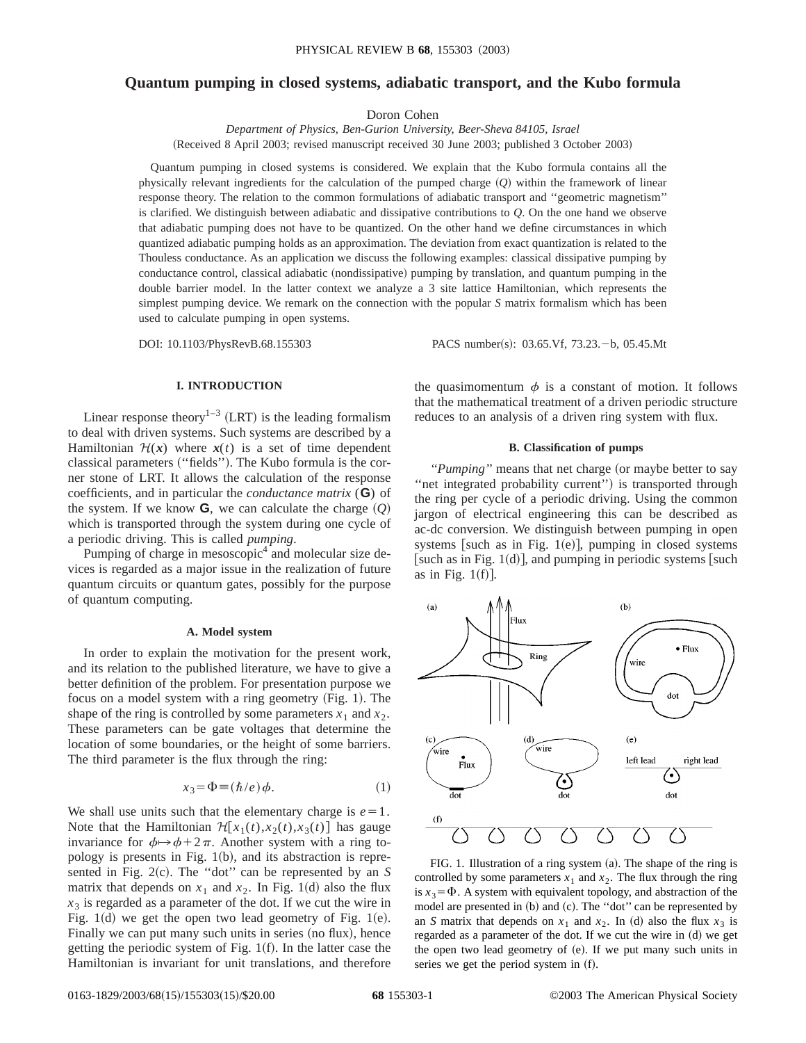# Quantum pumping in closed systems, adiabatic transport, and the Kubo formula

Doron Cohen

*Department of Physics, Ben-Gurion University, Beer-Sheva 84105, Israel*

(Received 8 April 2003; revised manuscript received 30 June 2003; published 3 October 2003)

Quantum pumping in closed systems is considered. We explain that the Kubo formula contains all the physically relevant ingredients for the calculation of the pumped charge ($Q$) within the framework of linear response theory. The relation to the common formulations of adiabatic transport and "geometric magnetism" is clarified. We distinguish between adiabatic and dissipative contributions to $Q$. On the one hand we observe that adiabatic pumping does not have to be quantized. On the other hand we define circumstances in which quantized adiabatic pumping holds as an approximation. The deviation from exact quantization is related to the Thouless conductance. As an application we discuss the following examples: classical dissipative pumping by conductance control, classical adiabatic (nondissipative) pumping by translation, and quantum pumping in the double barrier model. In the latter context we analyze a 3 site lattice Hamiltonian, which represents the simplest pumping device. We remark on the connection with the popular $S$ matrix formalism which has been used to calculate pumping in open systems.

DOI: 10.1103/PhysRevB.68.155303 PACS number(s): 03.65.Vf, 73.23.−b, 05.45.Mt

## I. INTRODUCTION

Linear response theory[1–3] (LRT) is the leading formalism to deal with driven systems. Such systems are described by a Hamiltonian $\mathcal{H}(\boldsymbol{x})$ where $\boldsymbol{x}(t)$ is a set of time dependent classical parameters ("fields"). The Kubo formula is the corner stone of LRT. It allows the calculation of the response coefficients, and in particular the *conductance matrix* ($\mathbf{G}$) of the system. If we know $\mathbf{G}$, we can calculate the charge ($Q$) which is transported through the system during one cycle of a periodic driving. This is called *pumping*.

Pumping of charge in mesoscopic[4] and molecular size devices is regarded as a major issue in the realization of future quantum circuits or quantum gates, possibly for the purpose of quantum computing.

### A. Model system

In order to explain the motivation for the present work, and its relation to the published literature, we have to give a better definition of the problem. For presentation purpose we focus on a model system with a ring geometry (Fig. 1). The shape of the ring is controlled by some parameters $x_1$ and $x_2$. These parameters can be gate voltages that determine the location of some boundaries, or the height of some barriers. The third parameter is the flux through the ring:

$$x_3 = \Phi \equiv (\hbar/e)\phi. \tag{1}$$

We shall use units such that the elementary charge is $e=1$. Note that the Hamiltonian $\mathcal{H}[x_1(t),x_2(t),x_3(t)]$ has gauge invariance for $\phi \mapsto \phi + 2\pi$. Another system with a ring topology is presents in Fig. 1(b), and its abstraction is represented in Fig. 2(c). The "dot" can be represented by an $S$ matrix that depends on $x_1$ and $x_2$. In Fig. 1(d) also the flux $x_3$ is regarded as a parameter of the dot. If we cut the wire in Fig. 1(d) we get the open two lead geometry of Fig. 1(e). Finally we can put many such units in series (no flux), hence getting the periodic system of Fig. 1(f). In the latter case the Hamiltonian is invariant for unit translations, and therefore the quasimomentum $\phi$ is a constant of motion. It follows that the mathematical treatment of a driven periodic structure reduces to an analysis of a driven ring system with flux.

### B. Classification of pumps

*"Pumping"* means that net charge (or maybe better to say "net integrated probability current") is transported through the ring per cycle of a periodic driving. Using the common jargon of electrical engineering this can be described as ac-dc conversion. We distinguish between pumping in open systems [such as in Fig. 1(e)], pumping in closed systems [such as in Fig. 1(d)], and pumping in periodic systems [such as in Fig. 1(f)].

FIG. 1. Illustration of a ring system (a). The shape of the ring is controlled by some parameters $x_1$ and $x_2$. The flux through the ring is $x_3 = \Phi$. A system with equivalent topology, and abstraction of the model are presented in (b) and (c). The "dot" can be represented by an $S$ matrix that depends on $x_1$ and $x_2$. In (d) also the flux $x_3$ is regarded as a parameter of the dot. If we cut the wire in (d) we get the open two lead geometry of (e). If we put many such units in series we get the period system in (f).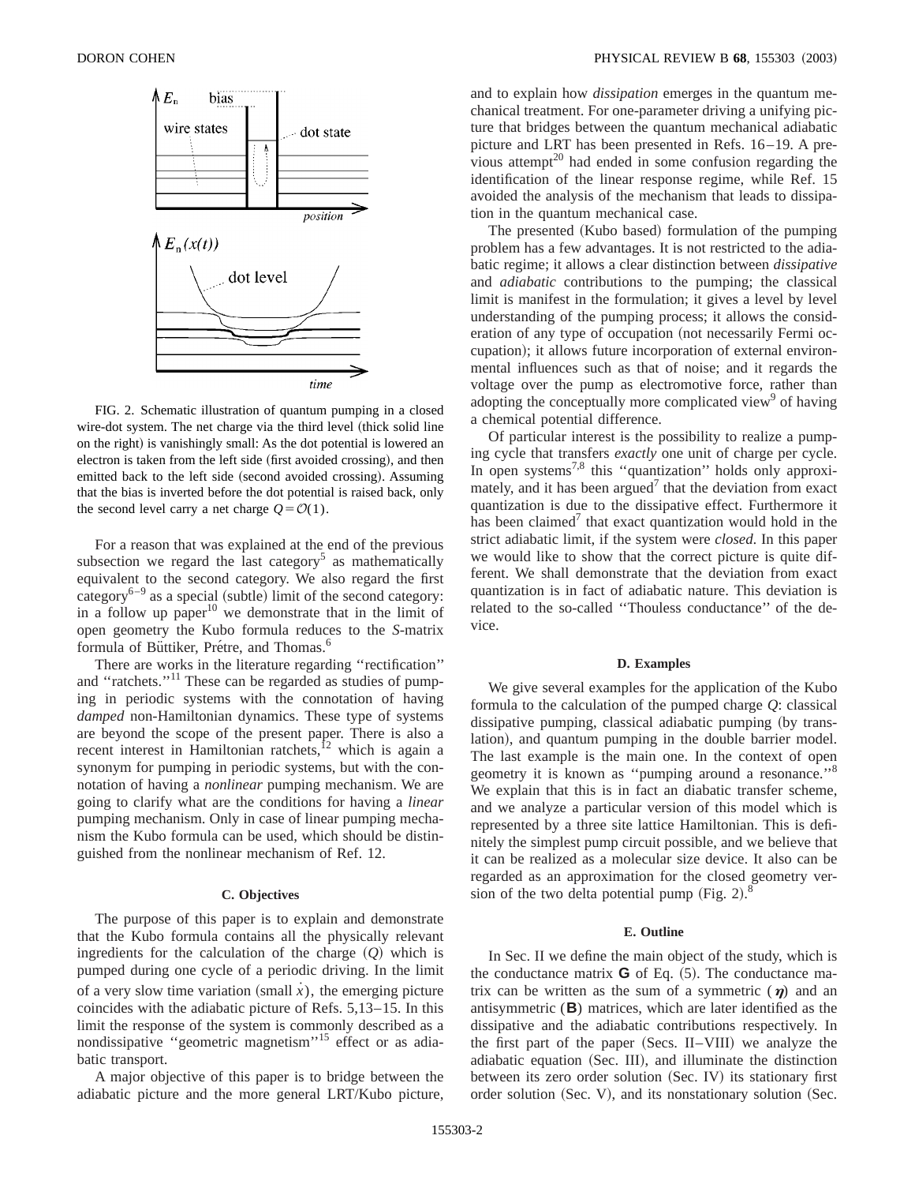FIG. 2. Schematic illustration of quantum pumping in a closed wire-dot system. The net charge via the third level (thick solid line on the right) is vanishingly small: As the dot potential is lowered an electron is taken from the left side (first avoided crossing), and then emitted back to the left side (second avoided crossing). Assuming that the bias is inverted before the dot potential is raised back, only the second level carry a net charge $Q=\mathcal{O}(1)$.

For a reason that was explained at the end of the previous subsection we regard the last category[5] as mathematically equivalent to the second category. We also regard the first category[6–9] as a special (subtle) limit of the second category: in a follow up paper[10] we demonstrate that in the limit of open geometry the Kubo formula reduces to the *S*-matrix formula of Büttiker, Prétre, and Thomas.[6]

There are works in the literature regarding "rectification" and "ratchets."[11] These can be regarded as studies of pumping in periodic systems with the connotation of having *damped* non-Hamiltonian dynamics. These type of systems are beyond the scope of the present paper. There is also a recent interest in Hamiltonian ratchets,[12] which is again a synonym for pumping in periodic systems, but with the connotation of having a *nonlinear* pumping mechanism. We are going to clarify what are the conditions for having a *linear* pumping mechanism. Only in case of linear pumping mechanism the Kubo formula can be used, which should be distinguished from the nonlinear mechanism of Ref. 12.

### C. Objectives

The purpose of this paper is to explain and demonstrate that the Kubo formula contains all the physically relevant ingredients for the calculation of the charge ($Q$) which is pumped during one cycle of a periodic driving. In the limit of a very slow time variation (small $\dot{x}$), the emerging picture coincides with the adiabatic picture of Refs. 5,13–15. In this limit the response of the system is commonly described as a nondissipative "geometric magnetism"[15] effect or as adiabatic transport.

A major objective of this paper is to bridge between the adiabatic picture and the more general LRT/Kubo picture, and to explain how *dissipation* emerges in the quantum mechanical treatment. For one-parameter driving a unifying picture that bridges between the quantum mechanical adiabatic picture and LRT has been presented in Refs. 16–19. A previous attempt[20] had ended in some confusion regarding the identification of the linear response regime, while Ref. 15 avoided the analysis of the mechanism that leads to dissipation in the quantum mechanical case.

The presented (Kubo based) formulation of the pumping problem has a few advantages. It is not restricted to the adiabatic regime; it allows a clear distinction between *dissipative* and *adiabatic* contributions to the pumping; the classical limit is manifest in the formulation; it gives a level by level understanding of the pumping process; it allows the consideration of any type of occupation (not necessarily Fermi occupation); it allows future incorporation of external environmental influences such as that of noise; and it regards the voltage over the pump as electromotive force, rather than adopting the conceptually more complicated view[9] of having a chemical potential difference.

Of particular interest is the possibility to realize a pumping cycle that transfers *exactly* one unit of charge per cycle. In open systems[7,8] this "quantization" holds only approximately, and it has been argued[7] that the deviation from exact quantization is due to the dissipative effect. Furthermore it has been claimed[7] that exact quantization would hold in the strict adiabatic limit, if the system were *closed*. In this paper we would like to show that the correct picture is quite different. We shall demonstrate that the deviation from exact quantization is in fact of adiabatic nature. This deviation is related to the so-called "Thouless conductance" of the device.

### D. Examples

We give several examples for the application of the Kubo formula to the calculation of the pumped charge $Q$: classical dissipative pumping, classical adiabatic pumping (by translation), and quantum pumping in the double barrier model. The last example is the main one. In the context of open geometry it is known as "pumping around a resonance."[8] We explain that this is in fact an diabatic transfer scheme, and we analyze a particular version of this model which is represented by a three site lattice Hamiltonian. This is definitely the simplest pump circuit possible, and we believe that it can be realized as a molecular size device. It also can be regarded as an approximation for the closed geometry version of the two delta potential pump (Fig. 2).[8]

### E. Outline

In Sec. II we define the main object of the study, which is the conductance matrix $\mathbf{G}$ of Eq. (5). The conductance matrix can be written as the sum of a symmetric ($\boldsymbol{\eta}$) and an antisymmetric ($\mathbf{B}$) matrices, which are later identified as the dissipative and the adiabatic contributions respectively. In the first part of the paper (Secs. II–VIII) we analyze the adiabatic equation (Sec. III), and illuminate the distinction between its zero order solution (Sec. IV) its stationary first order solution (Sec. V), and its nonstationary solution (Sec.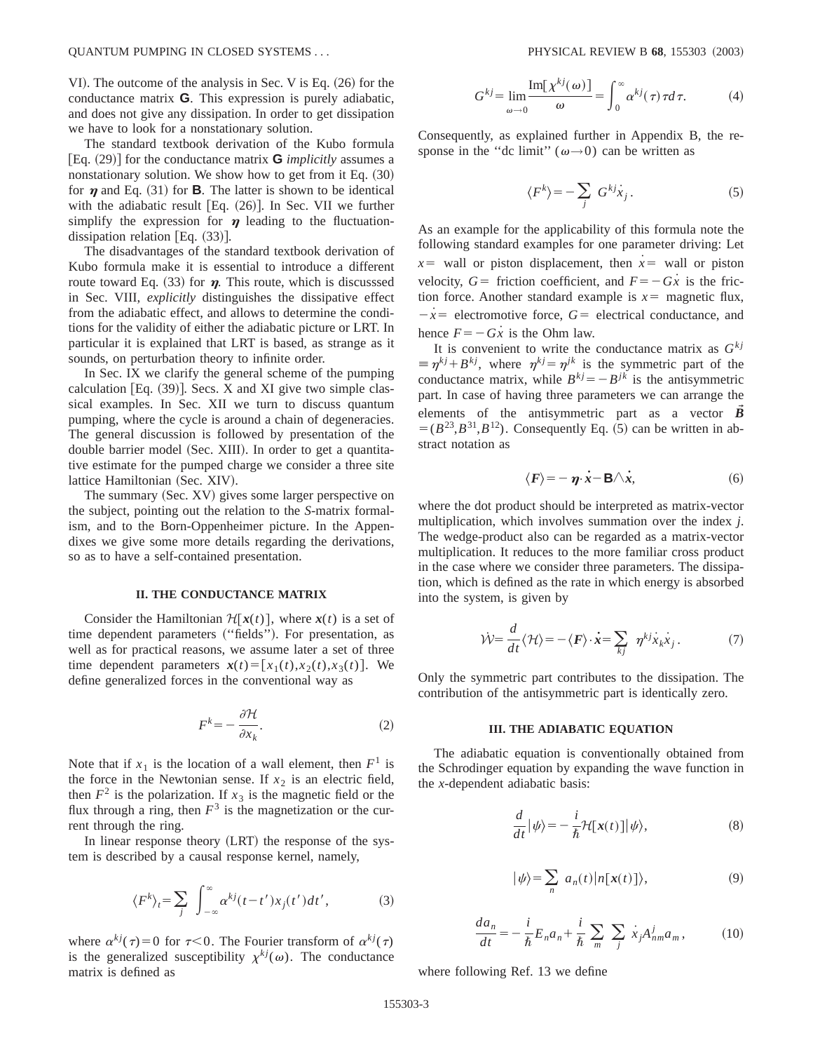VI). The outcome of the analysis in Sec. V is Eq. (26) for the conductance matrix **G**. This expression is purely adiabatic, and does not give any dissipation. In order to get dissipation we have to look for a nonstationary solution.

The standard textbook derivation of the Kubo formula [Eq. (29)] for the conductance matrix **G** *implicitly* assumes a nonstationary solution. We show how to get from it Eq. (30) for $\boldsymbol{\eta}$ and Eq. (31) for **B**. The latter is shown to be identical with the adiabatic result [Eq. (26)]. In Sec. VII we further simplify the expression for $\boldsymbol{\eta}$ leading to the fluctuation-dissipation relation [Eq. (33)].

The disadvantages of the standard textbook derivation of Kubo formula make it is essential to introduce a different route toward Eq. (33) for $\boldsymbol{\eta}$. This route, which is discusssed in Sec. VIII, *explicitly* distinguishes the dissipative effect from the adiabatic effect, and allows to determine the conditions for the validity of either the adiabatic picture or LRT. In particular it is explained that LRT is based, as strange as it sounds, on perturbation theory to infinite order.

In Sec. IX we clarify the general scheme of the pumping calculation [Eq. (39)]. Secs. X and XI give two simple classical examples. In Sec. XII we turn to discuss quantum pumping, where the cycle is around a chain of degeneracies. The general discussion is followed by presentation of the double barrier model (Sec. XIII). In order to get a quantitative estimate for the pumped charge we consider a three site lattice Hamiltonian (Sec. XIV).

The summary (Sec. XV) gives some larger perspective on the subject, pointing out the relation to the *S*-matrix formalism, and to the Born-Oppenheimer picture. In the Appendixes we give some more details regarding the derivations, so as to have a self-contained presentation.

## II. THE CONDUCTANCE MATRIX

Consider the Hamiltonian $\mathcal{H}[\boldsymbol{x}(t)]$, where $\boldsymbol{x}(t)$ is a set of time dependent parameters ("fields"). For presentation, as well as for practical reasons, we assume later a set of three time dependent parameters $\boldsymbol{x}(t)=[x_1(t),x_2(t),x_3(t)]$. We define generalized forces in the conventional way as

$$F^k=-\frac{\partial \mathcal{H}}{\partial x_k}. \tag{2}$$

Note that if $x_1$ is the location of a wall element, then $F^1$ is the force in the Newtonian sense. If $x_2$ is an electric field, then $F^2$ is the polarization. If $x_3$ is the magnetic field or the flux through a ring, then $F^3$ is the magnetization or the current through the ring.

In linear response theory (LRT) the response of the system is described by a causal response kernel, namely,

$$\langle F^k\rangle_t=\sum_j \int_{-\infty}^{\infty}\alpha^{kj}(t-t')x_j(t')dt', \tag{3}$$

where $\alpha^{kj}(\tau)=0$ for $\tau<0$. The Fourier transform of $\alpha^{kj}(\tau)$ is the generalized susceptibility $\chi^{kj}(\omega)$. The conductance matrix is defined as

$$G^{kj}=\lim_{\omega\to 0}\frac{\mathrm{Im}[\chi^{kj}(\omega)]}{\omega}=\int_0^{\infty}\alpha^{kj}(\tau)\tau d\tau. \tag{4}$$

Consequently, as explained further in Appendix B, the response in the "dc limit" ($\omega\to 0$) can be written as

$$\langle F^k\rangle=-\sum_j G^{kj}\dot{x}_j. \tag{5}$$

As an example for the applicability of this formula note the following standard examples for one parameter driving: Let $x=$ wall or piston displacement, then $\dot{x}=$ wall or piston velocity, $G=$ friction coefficient, and $F=-G\dot{x}$ is the friction force. Another standard example is $x=$ magnetic flux, $-\dot{x}=$ electromotive force, $G=$ electrical conductance, and hence $F=-G\dot{x}$ is the Ohm law.

It is convenient to write the conductance matrix as $G^{kj}\equiv\eta^{kj}+B^{kj}$, where $\eta^{kj}=\eta^{jk}$ is the symmetric part of the conductance matrix, while $B^{kj}=-B^{jk}$ is the antisymmetric part. In case of having three parameters we can arrange the elements of the antisymmetric part as a vector $\vec{B}=(B^{23},B^{31},B^{12})$. Consequently Eq. (5) can be written in abstract notation as

$$\langle \boldsymbol{F}\rangle=-\boldsymbol{\eta}\cdot\dot{\boldsymbol{x}}-\mathbf{B}\wedge\dot{\boldsymbol{x}}, \tag{6}$$

where the dot product should be interpreted as matrix-vector multiplication, which involves summation over the index $j$. The wedge-product also can be regarded as a matrix-vector multiplication. It reduces to the more familiar cross product in the case where we consider three parameters. The dissipation, which is defined as the rate in which energy is absorbed into the system, is given by

$$\dot{\mathcal{W}}=\frac{d}{dt}\langle\mathcal{H}\rangle=-\langle\boldsymbol{F}\rangle\cdot\dot{\boldsymbol{x}}=\sum_{kj}\eta^{kj}\dot{x}_k\dot{x}_j. \tag{7}$$

Only the symmetric part contributes to the dissipation. The contribution of the antisymmetric part is identically zero.

## III. THE ADIABATIC EQUATION

The adiabatic equation is conventionally obtained from the Schrodinger equation by expanding the wave function in the $x$-dependent adiabatic basis:

$$\frac{d}{dt}|\psi\rangle=-\frac{i}{\hbar}\mathcal{H}[\boldsymbol{x}(t)]|\psi\rangle, \tag{8}$$

$$|\psi\rangle=\sum_n a_n(t)|n[\boldsymbol{x}(t)]\rangle, \tag{9}$$

$$\frac{da_n}{dt}=-\frac{i}{\hbar}E_n a_n+\frac{i}{\hbar}\sum_m\sum_j \dot{x}_j A^j_{nm}a_m, \tag{10}$$

where following Ref. 13 we define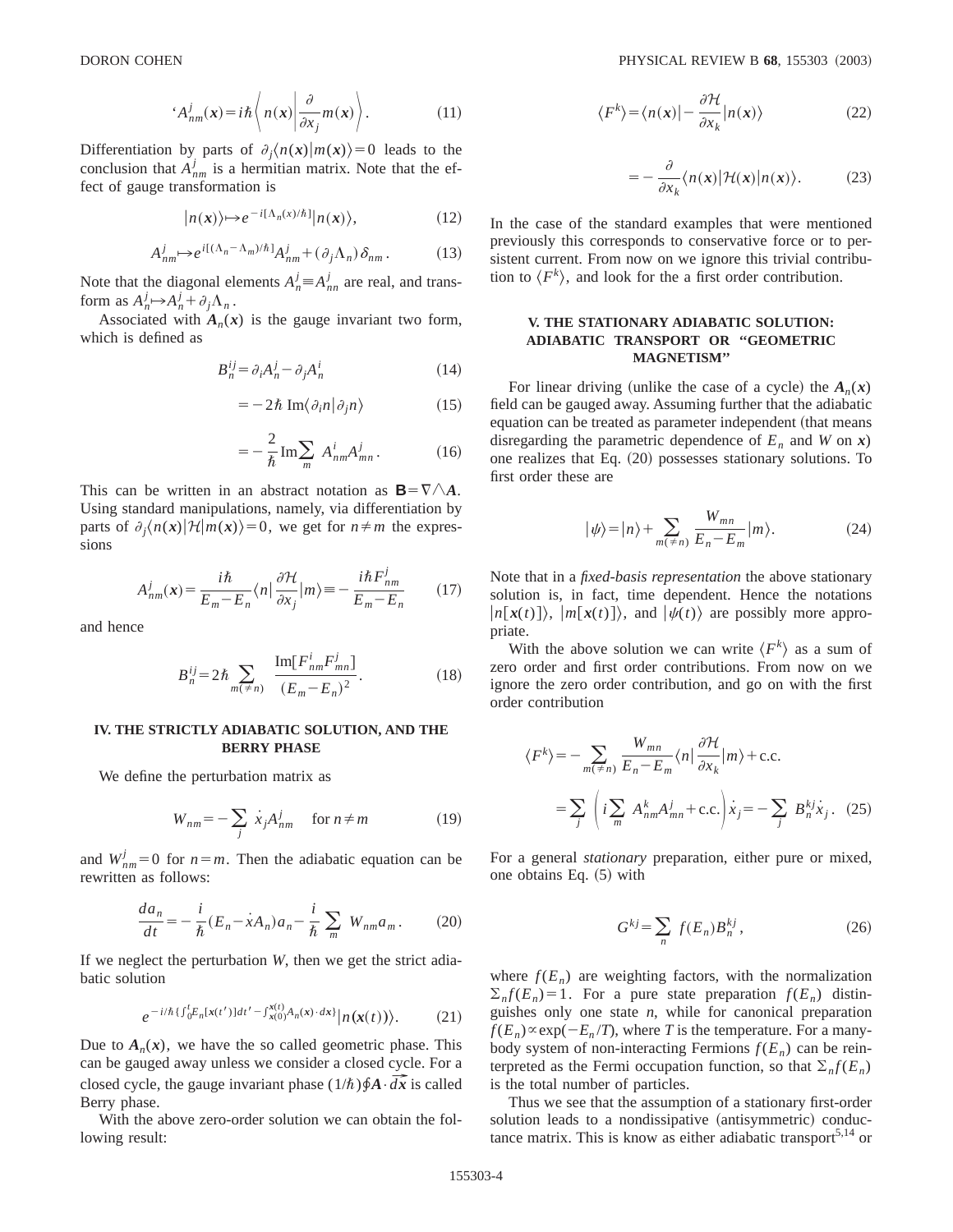$$A^j_{nm}(\boldsymbol{x}) = i\hbar\left\langle n(\boldsymbol{x})\left|\frac{\partial}{\partial x_j}m(\boldsymbol{x})\right.\right\rangle. \tag{11}$$

Differentiation by parts of $\partial_j\langle n(\boldsymbol{x})|m(\boldsymbol{x})\rangle = 0$ leads to the conclusion that $A^j_{nm}$ is a hermitian matrix. Note that the effect of gauge transformation is

$$|n(\boldsymbol{x})\rangle \mapsto e^{-i[\Lambda_n(x)/\hbar]}|n(\boldsymbol{x})\rangle, \tag{12}$$

$$A^j_{nm} \mapsto e^{i[(\Lambda_n-\Lambda_m)/\hbar]}A^j_{nm} + (\partial_j\Lambda_n)\delta_{nm}. \tag{13}$$

Note that the diagonal elements $A^j_n \equiv A^j_{nn}$ are real, and transform as $A^j_n \mapsto A^j_n + \partial_j\Lambda_n$.

Associated with $\boldsymbol{A}_n(\boldsymbol{x})$ is the gauge invariant two form, which is defined as

$$B^{ij}_n = \partial_i A^j_n - \partial_j A^i_n \tag{14}$$

$$= -2\hbar\,\mathrm{Im}\langle\partial_i n|\partial_j n\rangle \tag{15}$$

$$= -\frac{2}{\hbar}\mathrm{Im}\sum_m A^i_{nm}A^j_{mn}. \tag{16}$$

This can be written in an abstract notation as $\mathbf{B} = \nabla\wedge\boldsymbol{A}$. Using standard manipulations, namely, via differentiation by parts of $\partial_j\langle n(\boldsymbol{x})|\mathcal{H}|m(\boldsymbol{x})\rangle = 0$, we get for $n \neq m$ the expressions

$$A^j_{nm}(\boldsymbol{x}) = \frac{i\hbar}{E_m - E_n}\langle n|\frac{\partial\mathcal{H}}{\partial x_j}|m\rangle \equiv -\frac{i\hbar F^j_{nm}}{E_m - E_n} \tag{17}$$

and hence

$$B^{ij}_n = 2\hbar\sum_{m(\neq n)}\frac{\mathrm{Im}[F^i_{nm}F^j_{mn}]}{(E_m - E_n)^2}. \tag{18}$$

## IV. THE STRICTLY ADIABATIC SOLUTION, AND THE BERRY PHASE

We define the perturbation matrix as

$$W_{nm} = -\sum_j \dot{x}_j A^j_{nm} \quad \text{for } n \neq m \tag{19}$$

and $W^j_{nm} = 0$ for $n = m$. Then the adiabatic equation can be rewritten as follows:

$$\frac{da_n}{dt} = -\frac{i}{\hbar}(E_n - \dot{x}A_n)a_n - \frac{i}{\hbar}\sum_m W_{nm}a_m. \tag{20}$$

If we neglect the perturbation $W$, then we get the strict adiabatic solution

$$e^{-i/\hbar\{\int_0^t E_n[x(t')]dt' - \int_{x(0)}^{x(t)} A_n(x)\cdot dx\}}|n(\boldsymbol{x}(t))\rangle. \tag{21}$$

Due to $\boldsymbol{A}_n(\boldsymbol{x})$, we have the so called geometric phase. This can be gauged away unless we consider a closed cycle. For a closed cycle, the gauge invariant phase $(1/\hbar)\oint \boldsymbol{A}\cdot\vec{dx}$ is called Berry phase.

With the above zero-order solution we can obtain the following result:

$$\langle F^k\rangle = \langle n(\boldsymbol{x})| - \frac{\partial\mathcal{H}}{\partial x_k}|n(\boldsymbol{x})\rangle \tag{22}$$

$$= -\frac{\partial}{\partial x_k}\langle n(\boldsymbol{x})|\mathcal{H}(\boldsymbol{x})|n(\boldsymbol{x})\rangle. \tag{23}$$

In the case of the standard examples that were mentioned previously this corresponds to conservative force or to persistent current. From now on we ignore this trivial contribution to $\langle F^k\rangle$, and look for the a first order contribution.

## V. THE STATIONARY ADIABATIC SOLUTION: ADIABATIC TRANSPORT OR "GEOMETRIC MAGNETISM"

For linear driving (unlike the case of a cycle) the $\boldsymbol{A}_n(\boldsymbol{x})$ field can be gauged away. Assuming further that the adiabatic equation can be treated as parameter independent (that means disregarding the parametric dependence of $E_n$ and $W$ on $\boldsymbol{x}$) one realizes that Eq. (20) possesses stationary solutions. To first order these are

$$|\psi\rangle = |n\rangle + \sum_{m(\neq n)}\frac{W_{mn}}{E_n - E_m}|m\rangle. \tag{24}$$

Note that in a *fixed-basis representation* the above stationary solution is, in fact, time dependent. Hence the notations $|n[\boldsymbol{x}(t)]\rangle$, $|m[\boldsymbol{x}(t)]\rangle$, and $|\psi(t)\rangle$ are possibly more appropriate.

With the above solution we can write $\langle F^k\rangle$ as a sum of zero order and first order contributions. From now on we ignore the zero order contribution, and go on with the first order contribution

$$\langle F^k\rangle = -\sum_{m(\neq n)}\frac{W_{mn}}{E_n - E_m}\langle n|\frac{\partial\mathcal{H}}{\partial x_k}|m\rangle + \text{c.c.}$$

$$= \sum_j\left(i\sum_m A^k_{nm}A^j_{mn} + \text{c.c.}\right)\dot{x}_j = -\sum_j B^{kj}_n\dot{x}_j. \tag{25}$$

For a general *stationary* preparation, either pure or mixed, one obtains Eq. (5) with

$$G^{kj} = \sum_n f(E_n)B^{kj}_n, \tag{26}$$

where $f(E_n)$ are weighting factors, with the normalization $\Sigma_n f(E_n) = 1$. For a pure state preparation $f(E_n)$ distinguishes only one state $n$, while for canonical preparation $f(E_n) \propto \exp(-E_n/T)$, where $T$ is the temperature. For a many-body system of non-interacting Fermions $f(E_n)$ can be reinterpreted as the Fermi occupation function, so that $\Sigma_n f(E_n)$ is the total number of particles.

Thus we see that the assumption of a stationary first-order solution leads to a nondissipative (antisymmetric) conductance matrix. This is know as either adiabatic transport[5,14] or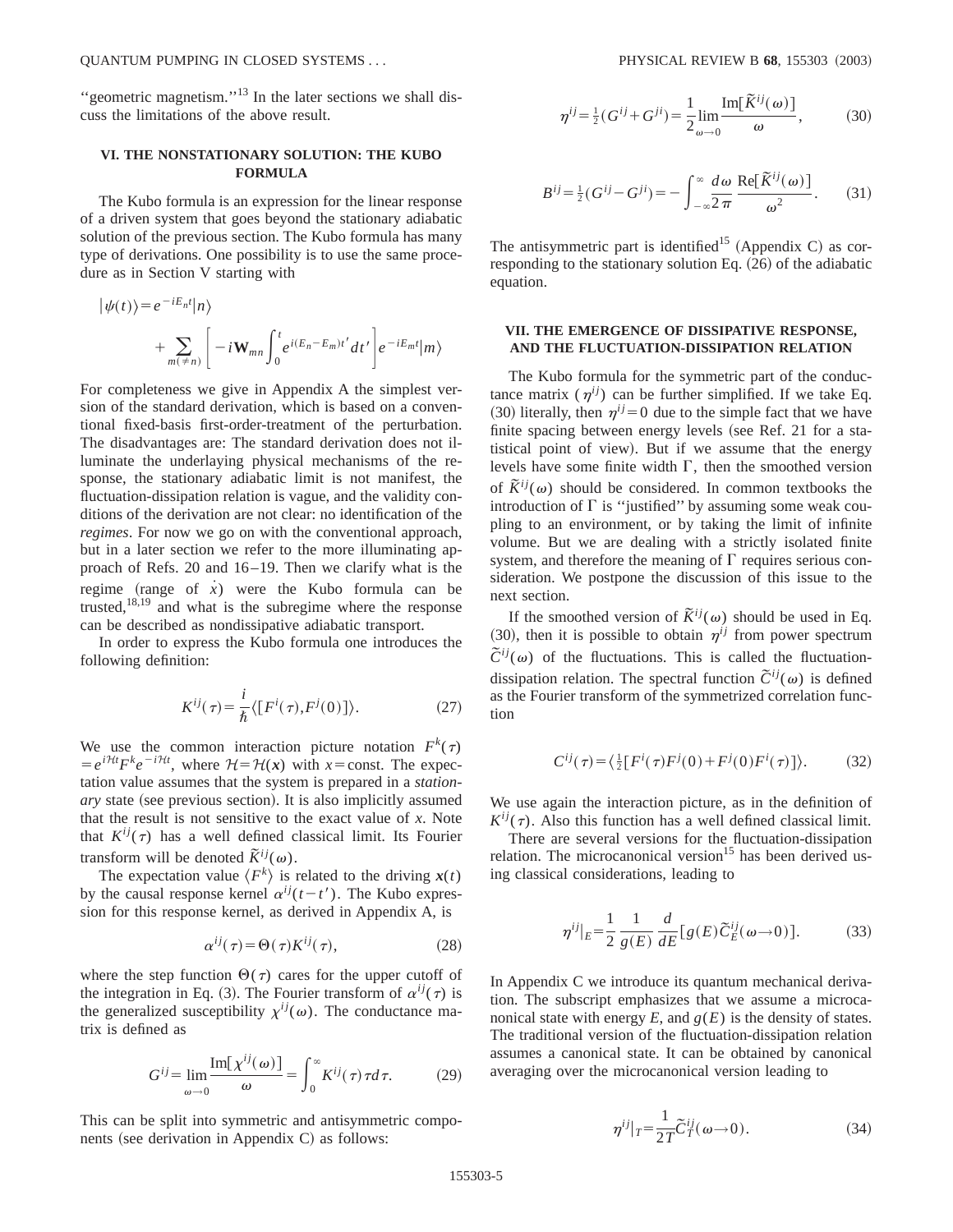''geometric magnetism.''[13] In the later sections we shall discuss the limitations of the above result.

## VI. THE NONSTATIONARY SOLUTION: THE KUBO FORMULA

The Kubo formula is an expression for the linear response of a driven system that goes beyond the stationary adiabatic solution of the previous section. The Kubo formula has many type of derivations. One possibility is to use the same procedure as in Section V starting with

$$|\psi(t)\rangle = e^{-iE_n t}|n\rangle + \sum_{m(\neq n)} \left[ -i\mathbf{W}_{mn}\int_0^t e^{i(E_n-E_m)t'}dt' \right] e^{-iE_m t}|m\rangle$$

For completeness we give in Appendix A the simplest version of the standard derivation, which is based on a conventional fixed-basis first-order-treatment of the perturbation. The disadvantages are: The standard derivation does not illuminate the underlaying physical mechanisms of the response, the stationary adiabatic limit is not manifest, the fluctuation-dissipation relation is vague, and the validity conditions of the derivation are not clear: no identification of the *regimes*. For now we go on with the conventional approach, but in a later section we refer to the more illuminating approach of Refs. 20 and 16–19. Then we clarify what is the regime (range of $\dot{x}$) were the Kubo formula can be trusted,[18,19] and what is the subregime where the response can be described as nondissipative adiabatic transport.

In order to express the Kubo formula one introduces the following definition:

$$K^{ij}(\tau) = \frac{i}{\hbar}\langle [F^i(\tau), F^j(0)]\rangle. \tag{27}$$

We use the common interaction picture notation $F^k(\tau) = e^{i\mathcal{H}t}F^k e^{-i\mathcal{H}t}$, where $\mathcal{H} = \mathcal{H}(\boldsymbol{x})$ with $x=$const. The expectation value assumes that the system is prepared in a *stationary* state (see previous section). It is also implicitly assumed that the result is not sensitive to the exact value of $x$. Note that $K^{ij}(\tau)$ has a well defined classical limit. Its Fourier transform will be denoted $\tilde{K}^{ij}(\omega)$.

The expectation value $\langle F^k\rangle$ is related to the driving $\boldsymbol{x}(t)$ by the causal response kernel $\alpha^{ij}(t-t')$. The Kubo expression for this response kernel, as derived in Appendix A, is

$$\alpha^{ij}(\tau) = \Theta(\tau)K^{ij}(\tau), \tag{28}$$

where the step function $\Theta(\tau)$ cares for the upper cutoff of the integration in Eq. (3). The Fourier transform of $\alpha^{ij}(\tau)$ is the generalized susceptibility $\chi^{ij}(\omega)$. The conductance matrix is defined as

$$G^{ij} = \lim_{\omega\to 0}\frac{\mathrm{Im}[\chi^{ij}(\omega)]}{\omega} = \int_0^\infty K^{ij}(\tau)\tau d\tau. \tag{29}$$

This can be split into symmetric and antisymmetric components (see derivation in Appendix C) as follows:

$$\eta^{ij} = \tfrac{1}{2}(G^{ij}+G^{ji}) = \frac{1}{2}\lim_{\omega\to 0}\frac{\mathrm{Im}[\tilde{K}^{ij}(\omega)]}{\omega}, \tag{30}$$

$$B^{ij} = \tfrac{1}{2}(G^{ij}-G^{ji}) = -\int_{-\infty}^{\infty}\frac{d\omega}{2\pi}\frac{\mathrm{Re}[\tilde{K}^{ij}(\omega)]}{\omega^2}. \tag{31}$$

The antisymmetric part is identified[15] (Appendix C) as corresponding to the stationary solution Eq. (26) of the adiabatic equation.

## VII. THE EMERGENCE OF DISSIPATIVE RESPONSE, AND THE FLUCTUATION-DISSIPATION RELATION

The Kubo formula for the symmetric part of the conductance matrix ($\eta^{ij}$) can be further simplified. If we take Eq. (30) literally, then $\eta^{ij}=0$ due to the simple fact that we have finite spacing between energy levels (see Ref. 21 for a statistical point of view). But if we assume that the energy levels have some finite width $\Gamma$, then the smoothed version of $\tilde{K}^{ij}(\omega)$ should be considered. In common textbooks the introduction of $\Gamma$ is ''justified'' by assuming some weak coupling to an environment, or by taking the limit of infinite volume. But we are dealing with a strictly isolated finite system, and therefore the meaning of $\Gamma$ requires serious consideration. We postpone the discussion of this issue to the next section.

If the smoothed version of $\tilde{K}^{ij}(\omega)$ should be used in Eq. (30), then it is possible to obtain $\eta^{ij}$ from power spectrum $\tilde{C}^{ij}(\omega)$ of the fluctuations. This is called the fluctuation-dissipation relation. The spectral function $\tilde{C}^{ij}(\omega)$ is defined as the Fourier transform of the symmetrized correlation function

$$C^{ij}(\tau) = \langle \tfrac{1}{2}[F^i(\tau)F^j(0) + F^j(0)F^i(\tau)]\rangle. \tag{32}$$

We use again the interaction picture, as in the definition of $K^{ij}(\tau)$. Also this function has a well defined classical limit.

There are several versions for the fluctuation-dissipation relation. The microcanonical version[15] has been derived using classical considerations, leading to

$$\eta^{ij}|_E = \frac{1}{2}\frac{1}{g(E)}\frac{d}{dE}[g(E)\tilde{C}_E^{ij}(\omega\to 0)]. \tag{33}$$

In Appendix C we introduce its quantum mechanical derivation. The subscript emphasizes that we assume a microcanonical state with energy $E$, and $g(E)$ is the density of states. The traditional version of the fluctuation-dissipation relation assumes a canonical state. It can be obtained by canonical averaging over the microcanonical version leading to

$$\eta^{ij}|_T = \frac{1}{2T}\tilde{C}_T^{ij}(\omega\to 0). \tag{34}$$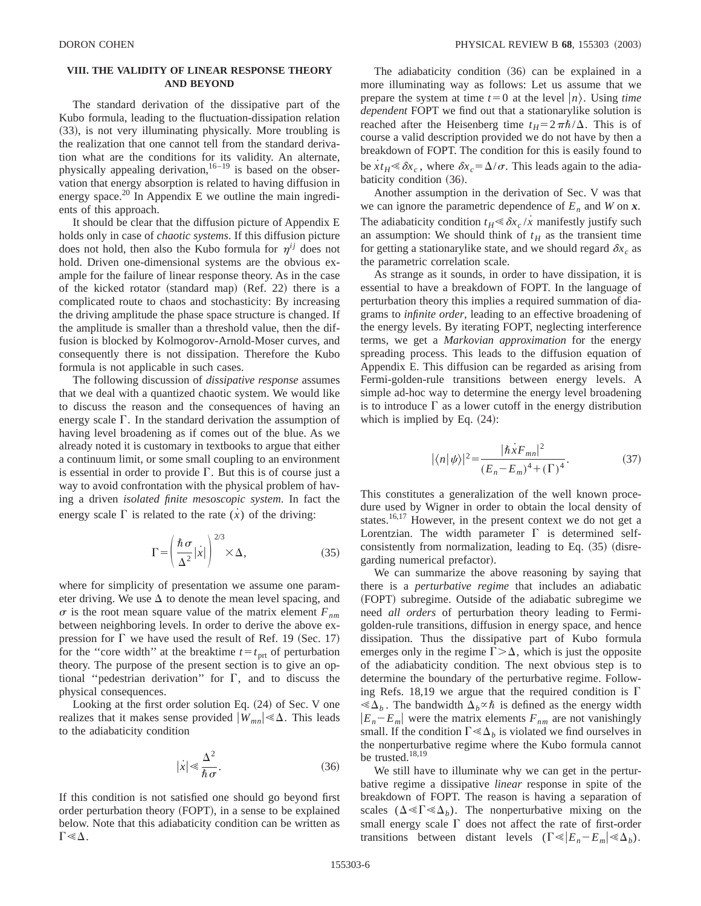## VIII. THE VALIDITY OF LINEAR RESPONSE THEORY AND BEYOND

The standard derivation of the dissipative part of the Kubo formula, leading to the fluctuation-dissipation relation (33), is not very illuminating physically. More troubling is the realization that one cannot tell from the standard derivation what are the conditions for its validity. An alternate, physically appealing derivation,[16–19] is based on the observation that energy absorption is related to having diffusion in energy space.[20] In Appendix E we outline the main ingredients of this approach.

It should be clear that the diffusion picture of Appendix E holds only in case of *chaotic systems*. If this diffusion picture does not hold, then also the Kubo formula for $\eta^{ij}$ does not hold. Driven one-dimensional systems are the obvious example for the failure of linear response theory. As in the case of the kicked rotator (standard map) (Ref. 22) there is a complicated route to chaos and stochasticity: By increasing the driving amplitude the phase space structure is changed. If the amplitude is smaller than a threshold value, then the diffusion is blocked by Kolmogorov-Arnold-Moser curves, and consequently there is not dissipation. Therefore the Kubo formula is not applicable in such cases.

The following discussion of *dissipative response* assumes that we deal with a quantized chaotic system. We would like to discuss the reason and the consequences of having an energy scale $\Gamma$. In the standard derivation the assumption of having level broadening as if comes out of the blue. As we already noted it is customary in textbooks to argue that either a continuum limit, or some small coupling to an environment is essential in order to provide $\Gamma$. But this is of course just a way to avoid confrontation with the physical problem of having a driven *isolated finite mesoscopic system*. In fact the energy scale $\Gamma$ is related to the rate ($\dot{x}$) of the driving:

$$\Gamma = \left( \frac{\hbar \sigma}{\Delta^2} |\dot{x}| \right)^{2/3} \times \Delta, \tag{35}$$

where for simplicity of presentation we assume one parameter driving. We use $\Delta$ to denote the mean level spacing, and $\sigma$ is the root mean square value of the matrix element $F_{nm}$ between neighboring levels. In order to derive the above expression for $\Gamma$ we have used the result of Ref. 19 (Sec. 17) for the "core width" at the breaktime $t = t_{\text{prt}}$ of perturbation theory. The purpose of the present section is to give an optional "pedestrian derivation" for $\Gamma$, and to discuss the physical consequences.

Looking at the first order solution Eq. (24) of Sec. V one realizes that it makes sense provided $|W_{mn}| \ll \Delta$. This leads to the adiabaticity condition

$$|\dot{x}| \ll \frac{\Delta^2}{\hbar \sigma}. \tag{36}$$

If this condition is not satisfied one should go beyond first order perturbation theory (FOPT), in a sense to be explained below. Note that this adiabaticity condition can be written as $\Gamma \ll \Delta$.

The adiabaticity condition (36) can be explained in a more illuminating way as follows: Let us assume that we prepare the system at time $t=0$ at the level $|n\rangle$. Using *time dependent* FOPT we find out that a stationarylike solution is reached after the Heisenberg time $t_H = 2\pi\hbar/\Delta$. This is of course a valid description provided we do not have by then a breakdown of FOPT. The condition for this is easily found to be $\dot{x} t_H \ll \delta x_c$, where $\delta x_c = \Delta/\sigma$. This leads again to the adiabaticity condition (36).

Another assumption in the derivation of Sec. V was that we can ignore the parametric dependence of $E_n$ and $W$ on $\boldsymbol{x}$. The adiabaticity condition $t_H \ll \delta x_c / \dot{x}$ manifestly justify such an assumption: We should think of $t_H$ as the transient time for getting a stationarylike state, and we should regard $\delta x_c$ as the parametric correlation scale.

As strange as it sounds, in order to have dissipation, it is essential to have a breakdown of FOPT. In the language of perturbation theory this implies a required summation of diagrams to *infinite order*, leading to an effective broadening of the energy levels. By iterating FOPT, neglecting interference terms, we get a *Markovian approximation* for the energy spreading process. This leads to the diffusion equation of Appendix E. This diffusion can be regarded as arising from Fermi-golden-rule transitions between energy levels. A simple ad-hoc way to determine the energy level broadening is to introduce $\Gamma$ as a lower cutoff in the energy distribution which is implied by Eq. (24):

$$|\langle n|\psi\rangle|^2 = \frac{|\hbar \dot{x} F_{mn}|^2}{(E_n - E_m)^4 + (\Gamma)^4}. \tag{37}$$

This constitutes a generalization of the well known procedure used by Wigner in order to obtain the local density of states.[16,17] However, in the present context we do not get a Lorentzian. The width parameter $\Gamma$ is determined self-consistently from normalization, leading to Eq. (35) (disregarding numerical prefactor).

We can summarize the above reasoning by saying that there is a *perturbative regime* that includes an adiabatic (FOPT) subregime. Outside of the adiabatic subregime we need *all orders* of perturbation theory leading to Fermi-golden-rule transitions, diffusion in energy space, and hence dissipation. Thus the dissipative part of Kubo formula emerges only in the regime $\Gamma > \Delta$, which is just the opposite of the adiabaticity condition. The next obvious step is to determine the boundary of the perturbative regime. Following Refs. 18,19 we argue that the required condition is $\Gamma \ll \Delta_b$. The bandwidth $\Delta_b \propto \hbar$ is defined as the energy width $|E_n - E_m|$ were the matrix elements $F_{nm}$ are not vanishingly small. If the condition $\Gamma \ll \Delta_b$ is violated we find ourselves in the nonperturbative regime where the Kubo formula cannot be trusted.[18,19]

We still have to illuminate why we can get in the perturbative regime a dissipative *linear* response in spite of the breakdown of FOPT. The reason is having a separation of scales ($\Delta \ll \Gamma \ll \Delta_b$). The nonperturbative mixing on the small energy scale $\Gamma$ does not affect the rate of first-order transitions between distant levels ($\Gamma \ll |E_n - E_m| \ll \Delta_b$).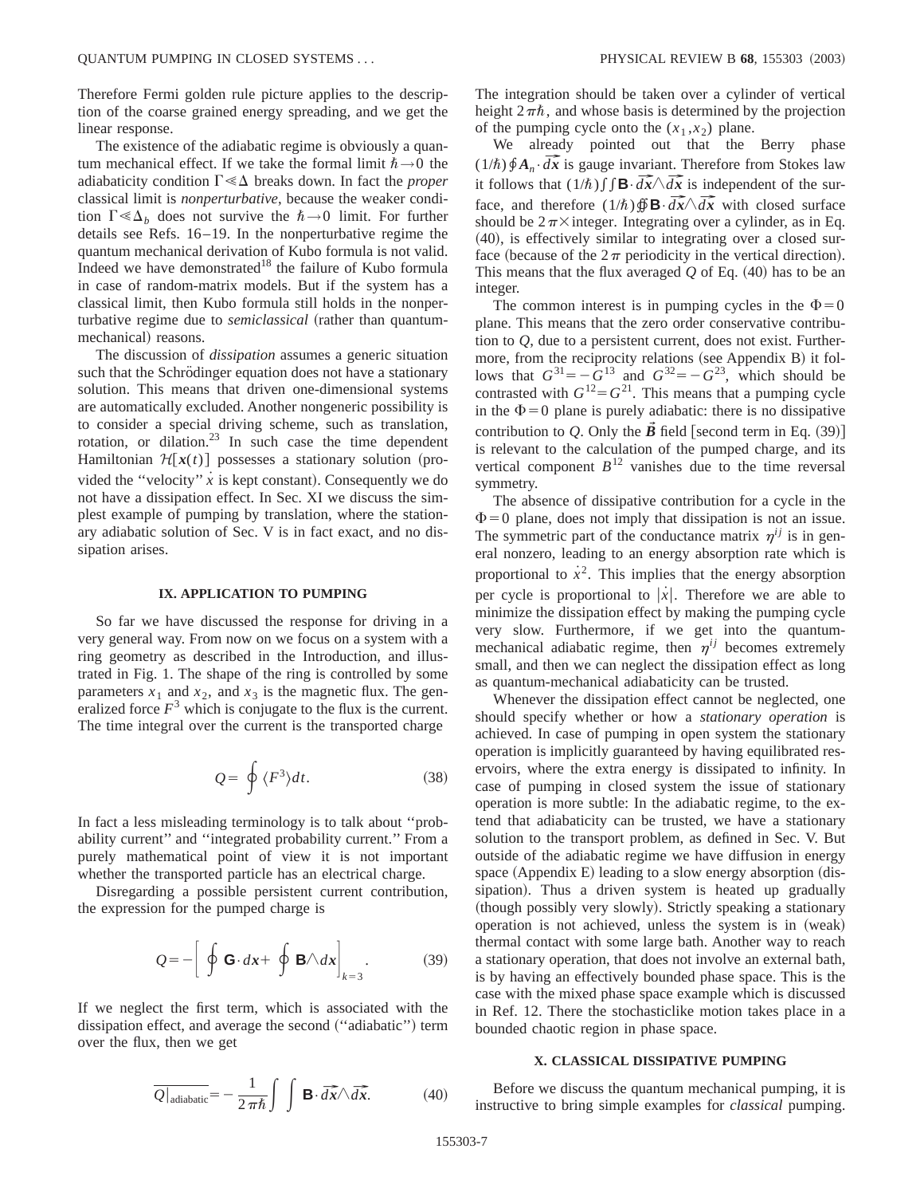Therefore Fermi golden rule picture applies to the description of the coarse grained energy spreading, and we get the linear response.

The existence of the adiabatic regime is obviously a quantum mechanical effect. If we take the formal limit $\hbar \to 0$ the adiabaticity condition $\Gamma \ll \Delta$ breaks down. In fact the *proper* classical limit is *nonperturbative*, because the weaker condition $\Gamma \ll \Delta_b$ does not survive the $\hbar \to 0$ limit. For further details see Refs. 16–19. In the nonperturbative regime the quantum mechanical derivation of Kubo formula is not valid. Indeed we have demonstrated[18] the failure of Kubo formula in case of random-matrix models. But if the system has a classical limit, then Kubo formula still holds in the nonperturbative regime due to *semiclassical* (rather than quantum-mechanical) reasons.

The discussion of *dissipation* assumes a generic situation such that the Schrödinger equation does not have a stationary solution. This means that driven one-dimensional systems are automatically excluded. Another nongeneric possibility is to consider a special driving scheme, such as translation, rotation, or dilation.[23] In such case the time dependent Hamiltonian $\mathcal{H}[\boldsymbol{x}(t)]$ possesses a stationary solution (provided the "velocity" $\dot{x}$ is kept constant). Consequently we do not have a dissipation effect. In Sec. XI we discuss the simplest example of pumping by translation, where the stationary adiabatic solution of Sec. V is in fact exact, and no dissipation arises.

## IX. APPLICATION TO PUMPING

So far we have discussed the response for driving in a very general way. From now on we focus on a system with a ring geometry as described in the Introduction, and illustrated in Fig. 1. The shape of the ring is controlled by some parameters $x_1$ and $x_2$, and $x_3$ is the magnetic flux. The generalized force $F^3$ which is conjugate to the flux is the current. The time integral over the current is the transported charge

$$Q = \oint \langle F^3 \rangle dt. \tag{38}$$

In fact a less misleading terminology is to talk about "probability current" and "integrated probability current." From a purely mathematical point of view it is not important whether the transported particle has an electrical charge.

Disregarding a possible persistent current contribution, the expression for the pumped charge is

$$Q = -\left[ \oint \mathbf{G} \cdot d\boldsymbol{x} + \oint \mathbf{B} \wedge d\boldsymbol{x} \right]_{k=3}. \tag{39}$$

If we neglect the first term, which is associated with the dissipation effect, and average the second ("adiabatic") term over the flux, then we get

$$\overline{Q|_{\text{adiabatic}}} = -\frac{1}{2\pi\hbar} \int\int \mathbf{B} \cdot \vec{dx} \wedge \vec{dx}. \tag{40}$$

The integration should be taken over a cylinder of vertical height $2\pi\hbar$, and whose basis is determined by the projection of the pumping cycle onto the $(x_1, x_2)$ plane.

We already pointed out that the Berry phase $(1/\hbar)\oint \boldsymbol{A}_n \cdot \vec{dx}$ is gauge invariant. Therefore from Stokes law it follows that $(1/\hbar)\int\int \mathbf{B} \cdot \vec{dx} \wedge \vec{dx}$ is independent of the surface, and therefore $(1/\hbar)\oiint \mathbf{B} \cdot \vec{dx} \wedge \vec{dx}$ with closed surface should be $2\pi \times$ integer. Integrating over a cylinder, as in Eq. (40), is effectively similar to integrating over a closed surface (because of the $2\pi$ periodicity in the vertical direction). This means that the flux averaged $Q$ of Eq. (40) has to be an integer.

The common interest is in pumping cycles in the $\Phi = 0$ plane. This means that the zero order conservative contribution to $Q$, due to a persistent current, does not exist. Furthermore, from the reciprocity relations (see Appendix B) it follows that $G^{31} = -G^{13}$ and $G^{32} = -G^{23}$, which should be contrasted with $G^{12} = G^{21}$. This means that a pumping cycle in the $\Phi = 0$ plane is purely adiabatic: there is no dissipative contribution to $Q$. Only the $\vec{B}$ field [second term in Eq. (39)] is relevant to the calculation of the pumped charge, and its vertical component $B^{12}$ vanishes due to the time reversal symmetry.

The absence of dissipative contribution for a cycle in the $\Phi = 0$ plane, does not imply that dissipation is not an issue. The symmetric part of the conductance matrix $\eta^{ij}$ is in general nonzero, leading to an energy absorption rate which is proportional to $\dot{x}^2$. This implies that the energy absorption per cycle is proportional to $|\dot{x}|$. Therefore we are able to minimize the dissipation effect by making the pumping cycle very slow. Furthermore, if we get into the quantum-mechanical adiabatic regime, then $\eta^{ij}$ becomes extremely small, and then we can neglect the dissipation effect as long as quantum-mechanical adiabaticity can be trusted.

Whenever the dissipation effect cannot be neglected, one should specify whether or how a *stationary operation* is achieved. In case of pumping in open system the stationary operation is implicitly guaranteed by having equilibrated reservoirs, where the extra energy is dissipated to infinity. In case of pumping in closed system the issue of stationary operation is more subtle: In the adiabatic regime, to the extend that adiabaticity can be trusted, we have a stationary solution to the transport problem, as defined in Sec. V. But outside of the adiabatic regime we have diffusion in energy space (Appendix E) leading to a slow energy absorption (dissipation). Thus a driven system is heated up gradually (though possibly very slowly). Strictly speaking a stationary operation is not achieved, unless the system is in (weak) thermal contact with some large bath. Another way to reach a stationary operation, that does not involve an external bath, is by having an effectively bounded phase space. This is the case with the mixed phase space example which is discussed in Ref. 12. There the stochasticlike motion takes place in a bounded chaotic region in phase space.

## X. CLASSICAL DISSIPATIVE PUMPING

Before we discuss the quantum mechanical pumping, it is instructive to bring simple examples for *classical* pumping.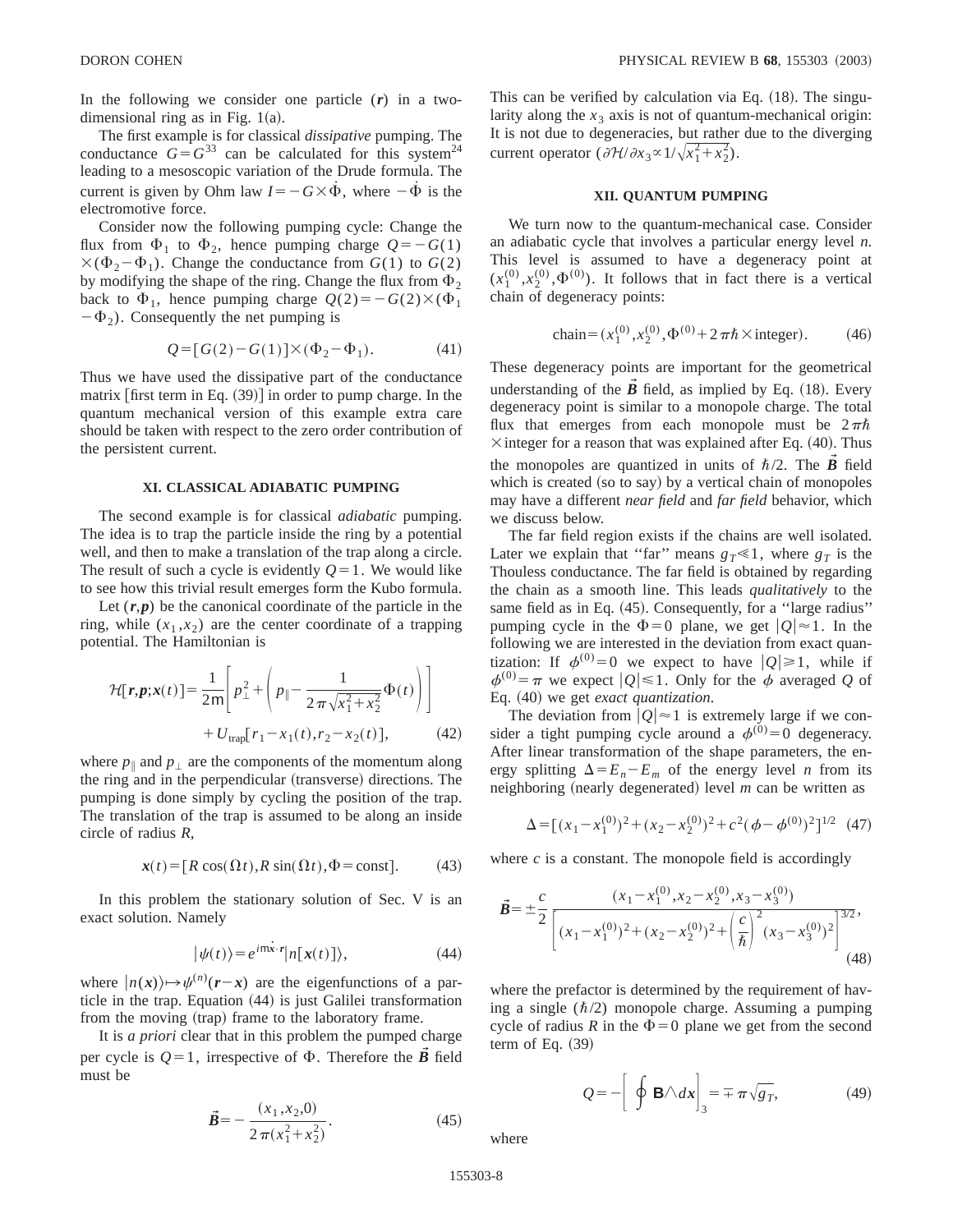In the following we consider one particle ($\boldsymbol{r}$) in a two-dimensional ring as in Fig. 1(a).

The first example is for classical *dissipative* pumping. The conductance $G=G^{33}$ can be calculated for this system[24] leading to a mesoscopic variation of the Drude formula. The current is given by Ohm law $I=-G\times\dot{\Phi}$, where $-\dot{\Phi}$ is the electromotive force.

Consider now the following pumping cycle: Change the flux from $\Phi_1$ to $\Phi_2$, hence pumping charge $Q=-G(1)\times(\Phi_2-\Phi_1)$. Change the conductance from $G(1)$ to $G(2)$ by modifying the shape of the ring. Change the flux from $\Phi_2$ back to $\Phi_1$, hence pumping charge $Q(2)=-G(2)\times(\Phi_1-\Phi_2)$. Consequently the net pumping is

$$Q=[G(2)-G(1)]\times(\Phi_2-\Phi_1). \tag{41}$$

Thus we have used the dissipative part of the conductance matrix [first term in Eq. (39)] in order to pump charge. In the quantum mechanical version of this example extra care should be taken with respect to the zero order contribution of the persistent current.

## XI. CLASSICAL ADIABATIC PUMPING

The second example is for classical *adiabatic* pumping. The idea is to trap the particle inside the ring by a potential well, and then to make a translation of the trap along a circle. The result of such a cycle is evidently $Q=1$. We would like to see how this trivial result emerges form the Kubo formula.

Let $(\boldsymbol{r},\boldsymbol{p})$ be the canonical coordinate of the particle in the ring, while $(x_1,x_2)$ are the center coordinate of a trapping potential. The Hamiltonian is

$$\mathcal{H}[\boldsymbol{r},\boldsymbol{p};\boldsymbol{x}(t)]=\frac{1}{2\mathsf{m}}\left[p_\perp^2+\left(p_\parallel-\frac{1}{2\pi\sqrt{x_1^2+x_2^2}}\Phi(t)\right)\right]+U_{\mathrm{trap}}[r_1-x_1(t),r_2-x_2(t)], \tag{42}$$

where $p_\parallel$ and $p_\perp$ are the components of the momentum along the ring and in the perpendicular (transverse) directions. The pumping is done simply by cycling the position of the trap. The translation of the trap is assumed to be along an inside circle of radius $R$,

$$\boldsymbol{x}(t)=[R\cos(\Omega t),R\sin(\Omega t),\Phi=\mathrm{const}]. \tag{43}$$

In this problem the stationary solution of Sec. V is an exact solution. Namely

$$|\psi(t)\rangle=e^{i\mathsf{m}\dot{\boldsymbol{x}}\cdot\boldsymbol{r}}|n[\boldsymbol{x}(t)]\rangle, \tag{44}$$

where $|n(\boldsymbol{x})\rangle\mapsto\psi^{(n)}(\boldsymbol{r}-\boldsymbol{x})$ are the eigenfunctions of a particle in the trap. Equation (44) is just Galilei transformation from the moving (trap) frame to the laboratory frame.

It is *a priori* clear that in this problem the pumped charge per cycle is $Q=1$, irrespective of $\Phi$. Therefore the $\vec{B}$ field must be

$$\vec{B}=-\frac{(x_1,x_2,0)}{2\pi(x_1^2+x_2^2)}. \tag{45}$$

This can be verified by calculation via Eq. (18). The singularity along the $x_3$ axis is not of quantum-mechanical origin: It is not due to degeneracies, but rather due to the diverging current operator ($\partial\mathcal{H}/\partial x_3\propto 1/\sqrt{x_1^2+x_2^2}$).

## XII. QUANTUM PUMPING

We turn now to the quantum-mechanical case. Consider an adiabatic cycle that involves a particular energy level $n$. This level is assumed to have a degeneracy point at $(x_1^{(0)},x_2^{(0)},\Phi^{(0)})$. It follows that in fact there is a vertical chain of degeneracy points:

$$\mathrm{chain}=(x_1^{(0)},x_2^{(0)},\Phi^{(0)}+2\pi\hbar\times\mathrm{integer}). \tag{46}$$

These degeneracy points are important for the geometrical understanding of the $\vec{B}$ field, as implied by Eq. (18). Every degeneracy point is similar to a monopole charge. The total flux that emerges from each monopole must be $2\pi\hbar\times$integer for a reason that was explained after Eq. (40). Thus the monopoles are quantized in units of $\hbar/2$. The $\vec{B}$ field which is created (so to say) by a vertical chain of monopoles may have a different *near field* and *far field* behavior, which we discuss below.

The far field region exists if the chains are well isolated. Later we explain that "far" means $g_T\ll 1$, where $g_T$ is the Thouless conductance. The far field is obtained by regarding the chain as a smooth line. This leads *qualitatively* to the same field as in Eq. (45). Consequently, for a "large radius" pumping cycle in the $\Phi=0$ plane, we get $|Q|\approx 1$. In the following we are interested in the deviation from exact quantization: If $\phi^{(0)}=0$ we expect to have $|Q|\geqslant 1$, while if $\phi^{(0)}=\pi$ we expect $|Q|\leqslant 1$. Only for the $\phi$ averaged $Q$ of Eq. (40) we get *exact quantization*.

The deviation from $|Q|\approx 1$ is extremely large if we consider a tight pumping cycle around a $\phi^{(0)}=0$ degeneracy. After linear transformation of the shape parameters, the energy splitting $\Delta=E_n-E_m$ of the energy level $n$ from its neighboring (nearly degenerated) level $m$ can be written as

$$\Delta=[(x_1-x_1^{(0)})^2+(x_2-x_2^{(0)})^2+c^2(\phi-\phi^{(0)})^2]^{1/2} \tag{47}$$

where $c$ is a constant. The monopole field is accordingly

$$\vec{B}=\pm\frac{c}{2}\frac{(x_1-x_1^{(0)},x_2-x_2^{(0)},x_3-x_3^{(0)})}{\left[(x_1-x_1^{(0)})^2+(x_2-x_2^{(0)})^2+\left(\frac{c}{\hbar}\right)^2(x_3-x_3^{(0)})^2\right]^{3/2}}, \tag{48}$$

where the prefactor is determined by the requirement of having a single ($\hbar/2$) monopole charge. Assuming a pumping cycle of radius $R$ in the $\Phi=0$ plane we get from the second term of Eq. (39)

$$Q=-\left[\oint \mathbf{B}\wedge d\boldsymbol{x}\right]_3=\mp\pi\sqrt{g_T}, \tag{49}$$

where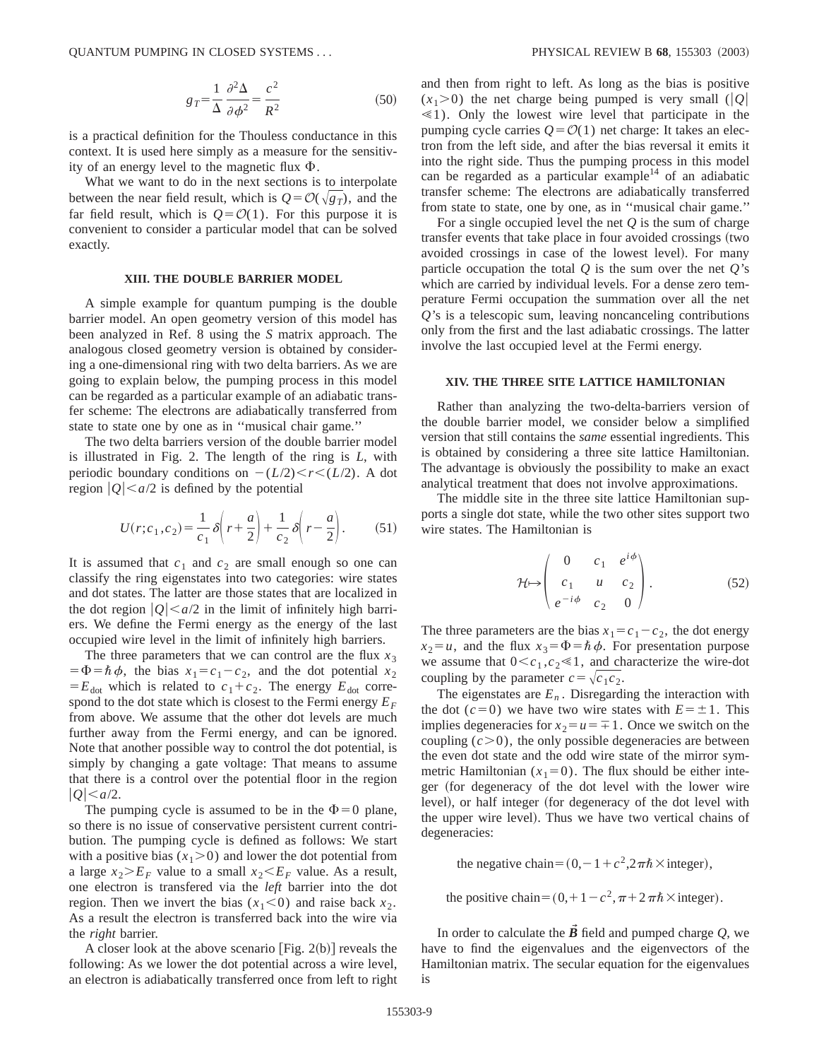$$g_T = \frac{1}{\Delta} \frac{\partial^2 \Delta}{\partial \phi^2} = \frac{c^2}{R^2} \tag{50}$$

is a practical definition for the Thouless conductance in this context. It is used here simply as a measure for the sensitivity of an energy level to the magnetic flux $\Phi$.

What we want to do in the next sections is to interpolate between the near field result, which is $Q = \mathcal{O}(\sqrt{g_T})$, and the far field result, which is $Q = \mathcal{O}(1)$. For this purpose it is convenient to consider a particular model that can be solved exactly.

## XIII. THE DOUBLE BARRIER MODEL

A simple example for quantum pumping is the double barrier model. An open geometry version of this model has been analyzed in Ref. 8 using the $S$ matrix approach. The analogous closed geometry version is obtained by considering a one-dimensional ring with two delta barriers. As we are going to explain below, the pumping process in this model can be regarded as a particular example of an adiabatic transfer scheme: The electrons are adiabatically transferred from state to state one by one as in "musical chair game."

The two delta barriers version of the double barrier model is illustrated in Fig. 2. The length of the ring is $L$, with periodic boundary conditions on $-(L/2) < r < (L/2)$. A dot region $|Q| < a/2$ is defined by the potential

$$U(r; c_1, c_2) = \frac{1}{c_1} \delta\left(r + \frac{a}{2}\right) + \frac{1}{c_2} \delta\left(r - \frac{a}{2}\right). \tag{51}$$

It is assumed that $c_1$ and $c_2$ are small enough so one can classify the ring eigenstates into two categories: wire states and dot states. The latter are those states that are localized in the dot region $|Q| < a/2$ in the limit of infinitely high barriers. We define the Fermi energy as the energy of the last occupied wire level in the limit of infinitely high barriers.

The three parameters that we can control are the flux $x_3 = \Phi = \hbar \phi$, the bias $x_1 = c_1 - c_2$, and the dot potential $x_2 = E_{\text{dot}}$ which is related to $c_1 + c_2$. The energy $E_{\text{dot}}$ correspond to the dot state which is closest to the Fermi energy $E_F$ from above. We assume that the other dot levels are much further away from the Fermi energy, and can be ignored. Note that another possible way to control the dot potential, is simply by changing a gate voltage: That means to assume that there is a control over the potential floor in the region $|Q| < a/2$.

The pumping cycle is assumed to be in the $\Phi = 0$ plane, so there is no issue of conservative persistent current contribution. The pumping cycle is defined as follows: We start with a positive bias ($x_1 > 0$) and lower the dot potential from a large $x_2 > E_F$ value to a small $x_2 < E_F$ value. As a result, one electron is transfered via the *left* barrier into the dot region. Then we invert the bias ($x_1 < 0$) and raise back $x_2$. As a result the electron is transferred back into the wire via the *right* barrier.

A closer look at the above scenario [Fig. 2(b)] reveals the following: As we lower the dot potential across a wire level, an electron is adiabatically transferred once from left to right and then from right to left. As long as the bias is positive ($x_1 > 0$) the net charge being pumped is very small ($|Q| \ll 1$). Only the lowest wire level that participate in the pumping cycle carries $Q = \mathcal{O}(1)$ net charge: It takes an electron from the left side, and after the bias reversal it emits it into the right side. Thus the pumping process in this model can be regarded as a particular example[14] of an adiabatic transfer scheme: The electrons are adiabatically transferred from state to state, one by one, as in "musical chair game."

For a single occupied level the net $Q$ is the sum of charge transfer events that take place in four avoided crossings (two avoided crossings in case of the lowest level). For many particle occupation the total $Q$ is the sum over the net $Q$'s which are carried by individual levels. For a dense zero temperature Fermi occupation the summation over all the net $Q$'s is a telescopic sum, leaving noncanceling contributions only from the first and the last adiabatic crossings. The latter involve the last occupied level at the Fermi energy.

## XIV. THE THREE SITE LATTICE HAMILTONIAN

Rather than analyzing the two-delta-barriers version of the double barrier model, we consider below a simplified version that still contains the *same* essential ingredients. This is obtained by considering a three site lattice Hamiltonian. The advantage is obviously the possibility to make an exact analytical treatment that does not involve approximations.

The middle site in the three site lattice Hamiltonian supports a single dot state, while the two other sites support two wire states. The Hamiltonian is

$$\mathcal{H} \mapsto \begin{pmatrix} 0 & c_1 & e^{i\phi} \\ c_1 & u & c_2 \\ e^{-i\phi} & c_2 & 0 \end{pmatrix}. \tag{52}$$

The three parameters are the bias $x_1 = c_1 - c_2$, the dot energy $x_2 = u$, and the flux $x_3 = \Phi = \hbar \phi$. For presentation purpose we assume that $0 < c_1, c_2 \ll 1$, and characterize the wire-dot coupling by the parameter $c = \sqrt{c_1 c_2}$.

The eigenstates are $E_n$. Disregarding the interaction with the dot ($c = 0$) we have two wire states with $E = \pm 1$. This implies degeneracies for $x_2 = u = \mp 1$. Once we switch on the coupling ($c > 0$), the only possible degeneracies are between the even dot state and the odd wire state of the mirror symmetric Hamiltonian ($x_1 = 0$). The flux should be either integer (for degeneracy of the dot level with the lower wire level), or half integer (for degeneracy of the dot level with the upper wire level). Thus we have two vertical chains of degeneracies:

$$\text{the negative chain} = (0, -1 + c^2, 2\pi\hbar \times \text{integer}),$$

$$\text{the positive chain} = (0, +1 - c^2, \pi + 2\pi\hbar \times \text{integer}).$$

In order to calculate the $\vec{B}$ field and pumped charge $Q$, we have to find the eigenvalues and the eigenvectors of the Hamiltonian matrix. The secular equation for the eigenvalues is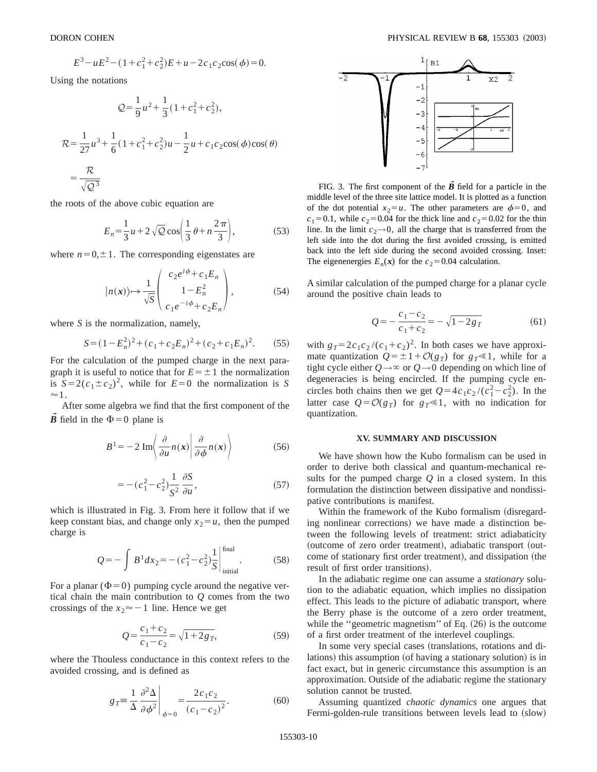$$E^3 - uE^2 - (1 + c_1^2 + c_2^2)E + u - 2c_1c_2\cos(\phi) = 0.$$

Using the notations

$$\mathcal{Q} = \frac{1}{9}u^2 + \frac{1}{3}(1 + c_1^2 + c_2^2),$$

$$\mathcal{R} = \frac{1}{27}u^3 + \frac{1}{6}(1 + c_1^2 + c_2^2)u - \frac{1}{2}u + c_1c_2\cos(\phi)\cos(\theta)$$

$$= \frac{\mathcal{R}}{\sqrt{\mathcal{Q}^3}}$$

the roots of the above cubic equation are

$$E_n = \frac{1}{3}u + 2\sqrt{\mathcal{Q}}\cos\left(\frac{1}{3}\theta + n\frac{2\pi}{3}\right), \tag{53}$$

where $n = 0, \pm 1$. The corresponding eigenstates are

$$|n(\boldsymbol{x})\rangle \mapsto \frac{1}{\sqrt{S}} \begin{pmatrix} c_2 e^{i\phi} + c_1 E_n \\ 1 - E_n^2 \\ c_1 e^{-i\phi} + c_2 E_n \end{pmatrix}, \tag{54}$$

where $S$ is the normalization, namely,

$$S = (1 - E_n^2)^2 + (c_1 + c_2E_n)^2 + (c_2 + c_1E_n)^2. \tag{55}$$

For the calculation of the pumped charge in the next paragraph it is useful to notice that for $E = \pm 1$ the normalization is $S = 2(c_1 \pm c_2)^2$, while for $E = 0$ the normalization is $S \approx 1$.

After some algebra we find that the first component of the $\vec{\boldsymbol{B}}$ field in the $\Phi = 0$ plane is

$$B^1 = -2\,\mathrm{Im}\left\langle \frac{\partial}{\partial u}n(\boldsymbol{x}) \middle| \frac{\partial}{\partial \phi}n(\boldsymbol{x}) \right\rangle \tag{56}$$

$$= -(c_1^2 - c_2^2)\frac{1}{S^2}\frac{\partial S}{\partial u}, \tag{57}$$

which is illustrated in Fig. 3. From here it follow that if we keep constant bias, and change only $x_2 = u$, then the pumped charge is

$$Q = -\int B^1 dx_2 = -(c_1^2 - c_2^2)\frac{1}{S}\Bigg|_{\mathrm{initial}}^{\mathrm{final}}. \tag{58}$$

For a planar ($\Phi = 0$) pumping cycle around the negative vertical chain the main contribution to $Q$ comes from the two crossings of the $x_2 \approx -1$ line. Hence we get

$$Q = \frac{c_1 + c_2}{c_1 - c_2} = \sqrt{1 + 2g_T}, \tag{59}$$

where the Thouless conductance in this context refers to the avoided crossing, and is defined as

$$g_T \equiv \frac{1}{\Delta}\frac{\partial^2 \Delta}{\partial \phi^2}\Bigg|_{\phi=0} = \frac{2c_1c_2}{(c_1 - c_2)^2}. \tag{60}$$

FIG. 3. The first component of the $\vec{\boldsymbol{B}}$ field for a particle in the middle level of the three site lattice model. It is plotted as a function of the dot potential $x_2 = u$. The other parameters are $\phi = 0$, and $c_1 = 0.1$, while $c_2 = 0.04$ for the thick line and $c_2 = 0.02$ for the thin line. In the limit $c_2 \to 0$, all the charge that is transferred from the left side into the dot during the first avoided crossing, is emitted back into the left side during the second avoided crossing. Inset: The eigenenergies $E_n(\boldsymbol{x})$ for the $c_2 = 0.04$ calculation.

A similar calculation of the pumped charge for a planar cycle around the positive chain leads to

$$Q = -\frac{c_1 - c_2}{c_1 + c_2} = -\sqrt{1 - 2g_T} \tag{61}$$

with $g_T = 2c_1c_2/(c_1 + c_2)^2$. In both cases we have approximate quantization $Q = \pm 1 + \mathcal{O}(g_T)$ for $g_T \ll 1$, while for a tight cycle either $Q \to \infty$ or $Q \to 0$ depending on which line of degeneracies is being encircled. If the pumping cycle encircles both chains then we get $Q = 4c_1c_2/(c_1^2 - c_2^2)$. In the latter case $Q = \mathcal{O}(g_T)$ for $g_T \ll 1$, with no indication for quantization.

## XV. SUMMARY AND DISCUSSION

We have shown how the Kubo formalism can be used in order to derive both classical and quantum-mechanical results for the pumped charge $Q$ in a closed system. In this formulation the distinction between dissipative and nondissipative contributions is manifest.

Within the framework of the Kubo formalism (disregarding nonlinear corrections) we have made a distinction between the following levels of treatment: strict adiabaticity (outcome of zero order treatment), adiabatic transport (outcome of stationary first order treatment), and dissipation (the result of first order transitions).

In the adiabatic regime one can assume a *stationary* solution to the adiabatic equation, which implies no dissipation effect. This leads to the picture of adiabatic transport, where the Berry phase is the outcome of a zero order treatment, while the "geometric magnetism" of Eq. (26) is the outcome of a first order treatment of the interlevel couplings.

In some very special cases (translations, rotations and dilations) this assumption (of having a stationary solution) is in fact exact, but in generic circumstance this assumption is an approximation. Outside of the adiabatic regime the stationary solution cannot be trusted.

Assuming quantized *chaotic dynamics* one argues that Fermi-golden-rule transitions between levels lead to (slow)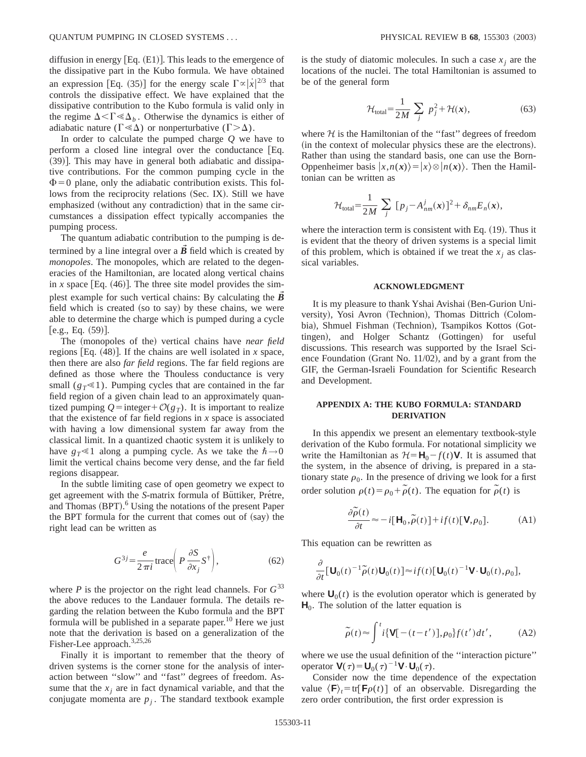diffusion in energy [Eq. (E1)]. This leads to the emergence of the dissipative part in the Kubo formula. We have obtained an expression [Eq. (35)] for the energy scale $\Gamma \propto |\dot{x}|^{2/3}$ that controls the dissipative effect. We have explained that the dissipative contribution to the Kubo formula is valid only in the regime $\Delta < \Gamma \ll \Delta_b$. Otherwise the dynamics is either of adiabatic nature ($\Gamma \ll \Delta$) or nonperturbative ($\Gamma > \Delta$).

In order to calculate the pumped charge $Q$ we have to perform a closed line integral over the conductance [Eq. (39)]. This may have in general both adiabatic and dissipative contributions. For the common pumping cycle in the $\Phi = 0$ plane, only the adiabatic contribution exists. This follows from the reciprocity relations (Sec. IX). Still we have emphasized (without any contradiction) that in the same circumstances a dissipation effect typically accompanies the pumping process.

The quantum adiabatic contribution to the pumping is determined by a line integral over a $\vec{B}$ field which is created by *monopoles*. The monopoles, which are related to the degeneracies of the Hamiltonian, are located along vertical chains in $x$ space [Eq. (46)]. The three site model provides the simplest example for such vertical chains: By calculating the $\vec{B}$ field which is created (so to say) by these chains, we were able to determine the charge which is pumped during a cycle [e.g., Eq. (59)].

The (monopoles of the) vertical chains have *near field* regions [Eq. (48)]. If the chains are well isolated in $x$ space, then there are also *far field* regions. The far field regions are defined as those where the Thouless conductance is very small ($g_T \ll 1$). Pumping cycles that are contained in the far field region of a given chain lead to an approximately quantized pumping $Q = \text{integer} + \mathcal{O}(g_T)$. It is important to realize that the existence of far field regions in $x$ space is associated with having a low dimensional system far away from the classical limit. In a quantized chaotic system it is unlikely to have $g_T \ll 1$ along a pumping cycle. As we take the $\hbar \rightarrow 0$ limit the vertical chains become very dense, and the far field regions disappear.

In the subtle limiting case of open geometry we expect to get agreement with the $S$-matrix formula of Büttiker, Prétre, and Thomas (BPT).[6] Using the notations of the present Paper the BPT formula for the current that comes out of (say) the right lead can be written as

$$G^{3j} = \frac{e}{2\pi i} \text{trace}\left( P \frac{\partial S}{\partial x_j} S^{\dagger} \right), \tag{62}$$

where $P$ is the projector on the right lead channels. For $G^{33}$ the above reduces to the Landauer formula. The details regarding the relation between the Kubo formula and the BPT formula will be published in a separate paper.[10] Here we just note that the derivation is based on a generalization of the Fisher-Lee approach.[3,25,26]

Finally it is important to remember that the theory of driven systems is the corner stone for the analysis of interaction between "slow" and "fast" degrees of freedom. Assume that the $x_j$ are in fact dynamical variable, and that the conjugate momenta are $p_j$. The standard textbook example is the study of diatomic molecules. In such a case $x_j$ are the locations of the nuclei. The total Hamiltonian is assumed to be of the general form

$$\mathcal{H}_{\text{total}} = \frac{1}{2M} \sum_j p_j^2 + \mathcal{H}(\boldsymbol{x}), \tag{63}$$

where $\mathcal{H}$ is the Hamiltonian of the "fast" degrees of freedom (in the context of molecular physics these are the electrons). Rather than using the standard basis, one can use the Born-Oppenheimer basis $|x, n(\boldsymbol{x})\rangle = |x\rangle \otimes |n(\boldsymbol{x})\rangle$. Then the Hamiltonian can be written as

$$\mathcal{H}_{\text{total}} = \frac{1}{2M} \sum_j [p_j - A^j_{nm}(\boldsymbol{x})]^2 + \delta_{nm} E_n(\boldsymbol{x}),$$

where the interaction term is consistent with Eq. (19). Thus it is evident that the theory of driven systems is a special limit of this problem, which is obtained if we treat the $x_j$ as classical variables.

## ACKNOWLEDGMENT

It is my pleasure to thank Yshai Avishai (Ben-Gurion University), Yosi Avron (Technion), Thomas Dittrich (Colombia), Shmuel Fishman (Technion), Tsampikos Kottos (Gottingen), and Holger Schantz (Gottingen) for useful discussions. This research was supported by the Israel Science Foundation (Grant No. 11/02), and by a grant from the GIF, the German-Israeli Foundation for Scientific Research and Development.

## APPENDIX A: THE KUBO FORMULA: STANDARD DERIVATION

In this appendix we present an elementary textbook-style derivation of the Kubo formula. For notational simplicity we write the Hamiltonian as $\mathcal{H} = \mathbf{H}_0 - f(t)\mathbf{V}$. It is assumed that the system, in the absence of driving, is prepared in a stationary state $\rho_0$. In the presence of driving we look for a first order solution $\rho(t) = \rho_0 + \tilde{\rho}(t)$. The equation for $\tilde{\rho}(t)$ is

$$\frac{\partial \tilde{\rho}(t)}{\partial t} \approx -i[\mathbf{H}_0, \tilde{\rho}(t)] + i f(t)[\mathbf{V}, \rho_0]. \tag{A1}$$

This equation can be rewritten as

$$\frac{\partial}{\partial t}[\mathbf{U}_0(t)^{-1}\tilde{\rho}(t)\mathbf{U}_0(t)] \approx i f(t)[\mathbf{U}_0(t)^{-1}\mathbf{V}\cdot\mathbf{U}_0(t), \rho_0],$$

where $\mathbf{U}_0(t)$ is the evolution operator which is generated by $\mathbf{H}_0$. The solution of the latter equation is

$$\tilde{\rho}(t) \approx \int^t i\{\mathbf{V}[-(t-t')], \rho_0\} f(t') dt', \tag{A2}$$

where we use the usual definition of the "interaction picture" operator $\mathbf{V}(\tau) = \mathbf{U}_0(\tau)^{-1}\mathbf{V}\cdot\mathbf{U}_0(\tau)$.

Consider now the time dependence of the expectation value $\langle \mathbf{F} \rangle_t = \text{tr}[\mathbf{F}\rho(t)]$ of an observable. Disregarding the zero order contribution, the first order expression is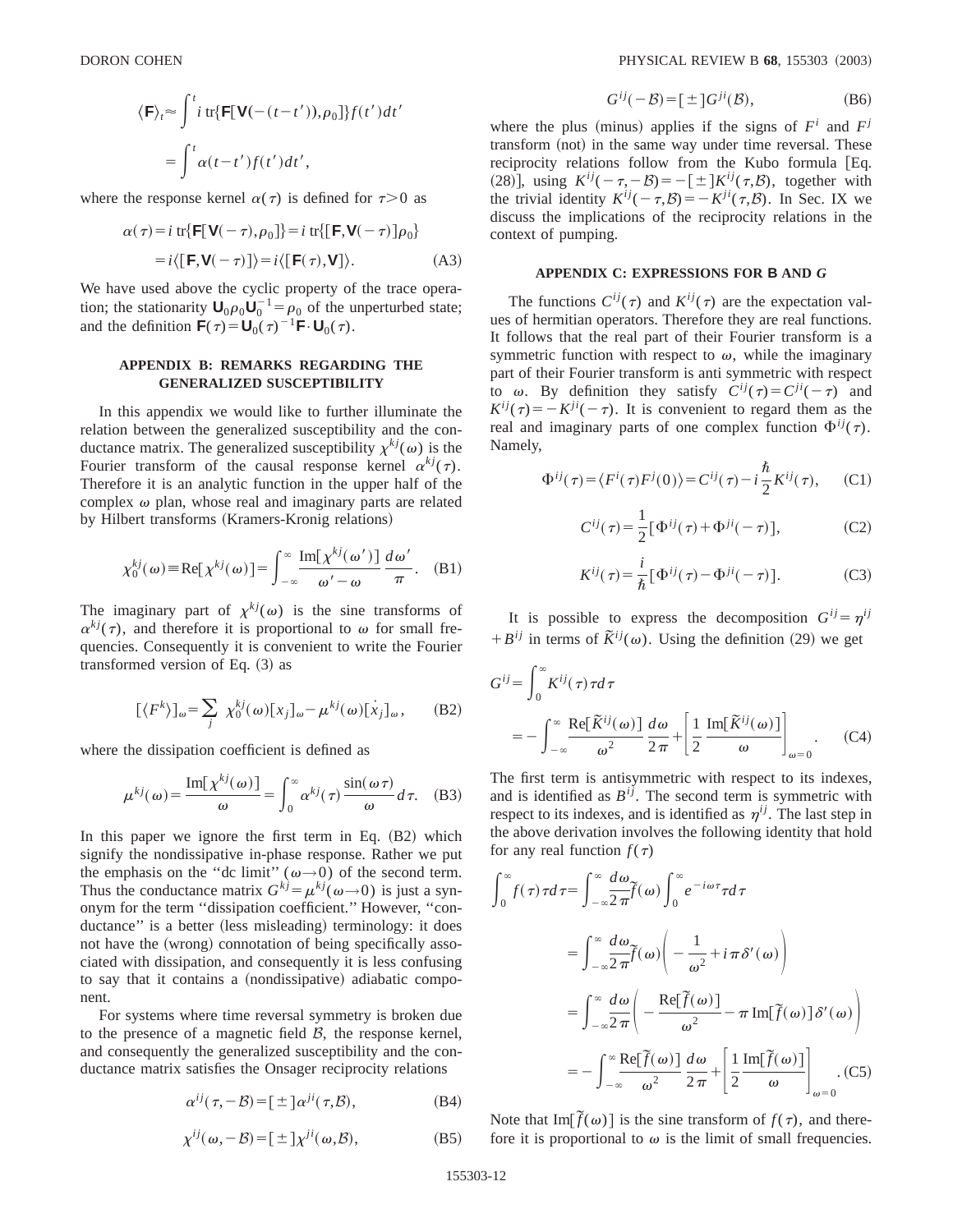$$\langle \mathsf{F} \rangle_t \approx \int^t i\, \mathrm{tr}\{\mathsf{F}[\mathsf{V}(-(t-t')),\rho_0]\} f(t')dt'$$

$$= \int^t \alpha(t-t')f(t')dt',$$

where the response kernel $\alpha(\tau)$ is defined for $\tau > 0$ as

$$\alpha(\tau) = i\, \mathrm{tr}\{\mathsf{F}[\mathsf{V}(-\tau),\rho_0]\} = i\, \mathrm{tr}\{[\mathsf{F},\mathsf{V}(-\tau)]\rho_0\}$$

$$= i\langle [\mathsf{F},\mathsf{V}(-\tau)]\rangle = i\langle [\mathsf{F}(\tau),\mathsf{V}]\rangle. \tag{A3}$$

We have used above the cyclic property of the trace operation; the stationarity $\mathsf{U}_0\rho_0\mathsf{U}_0^{-1} = \rho_0$ of the unperturbed state; and the definition $\mathsf{F}(\tau) = \mathsf{U}_0(\tau)^{-1}\mathsf{F}\cdot\mathsf{U}_0(\tau)$.

## APPENDIX B: REMARKS REGARDING THE GENERALIZED SUSCEPTIBILITY

In this appendix we would like to further illuminate the relation between the generalized susceptibility and the conductance matrix. The generalized susceptibility $\chi^{kj}(\omega)$ is the Fourier transform of the causal response kernel $\alpha^{kj}(\tau)$. Therefore it is an analytic function in the upper half of the complex $\omega$ plan, whose real and imaginary parts are related by Hilbert transforms (Kramers-Kronig relations)

$$\chi_0^{kj}(\omega) \equiv \mathrm{Re}[\chi^{kj}(\omega)] = \int_{-\infty}^{\infty} \frac{\mathrm{Im}[\chi^{kj}(\omega')]}{\omega'-\omega}\frac{d\omega'}{\pi}. \tag{B1}$$

The imaginary part of $\chi^{kj}(\omega)$ is the sine transforms of $\alpha^{kj}(\tau)$, and therefore it is proportional to $\omega$ for small frequencies. Consequently it is convenient to write the Fourier transformed version of Eq. (3) as

$$[\langle F^k\rangle]_\omega = \sum_j \chi_0^{kj}(\omega)[x_j]_\omega - \mu^{kj}(\omega)[\dot{x}_j]_\omega, \tag{B2}$$

where the dissipation coefficient is defined as

$$\mu^{kj}(\omega) = \frac{\mathrm{Im}[\chi^{kj}(\omega)]}{\omega} = \int_0^\infty \alpha^{kj}(\tau)\frac{\sin(\omega\tau)}{\omega}d\tau. \tag{B3}$$

In this paper we ignore the first term in Eq. (B2) which signify the nondissipative in-phase response. Rather we put the emphasis on the "dc limit" ($\omega \to 0$) of the second term. Thus the conductance matrix $G^{kj} = \mu^{kj}(\omega \to 0)$ is just a synonym for the term "dissipation coefficient." However, "conductance" is a better (less misleading) terminology: it does not have the (wrong) connotation of being specifically associated with dissipation, and consequently it is less confusing to say that it contains a (nondissipative) adiabatic component.

For systems where time reversal symmetry is broken due to the presence of a magnetic field $\mathcal{B}$, the response kernel, and consequently the generalized susceptibility and the conductance matrix satisfies the Onsager reciprocity relations

$$\alpha^{ij}(\tau,-\mathcal{B}) = [\pm]\alpha^{ji}(\tau,\mathcal{B}), \tag{B4}$$

$$\chi^{ij}(\omega,-\mathcal{B}) = [\pm]\chi^{ji}(\omega,\mathcal{B}), \tag{B5}$$

$$G^{ij}(-\mathcal{B}) = [\pm]G^{ji}(\mathcal{B}), \tag{B6}$$

where the plus (minus) applies if the signs of $F^i$ and $F^j$ transform (not) in the same way under time reversal. These reciprocity relations follow from the Kubo formula [Eq. (28)], using $K^{ij}(-\tau,-\mathcal{B}) = -[\pm]K^{ij}(\tau,\mathcal{B})$, together with the trivial identity $K^{ij}(-\tau,\mathcal{B}) = -K^{ji}(\tau,\mathcal{B})$. In Sec. IX we discuss the implications of the reciprocity relations in the context of pumping.

## APPENDIX C: EXPRESSIONS FOR B AND G

The functions $C^{ij}(\tau)$ and $K^{ij}(\tau)$ are the expectation values of hermitian operators. Therefore they are real functions. It follows that the real part of their Fourier transform is a symmetric function with respect to $\omega$, while the imaginary part of their Fourier transform is anti symmetric with respect to $\omega$. By definition they satisfy $C^{ij}(\tau) = C^{ji}(-\tau)$ and $K^{ij}(\tau) = -K^{ji}(-\tau)$. It is convenient to regard them as the real and imaginary parts of one complex function $\Phi^{ij}(\tau)$. Namely,

$$\Phi^{ij}(\tau) = \langle F^i(\tau)F^j(0)\rangle = C^{ij}(\tau) - i\frac{\hbar}{2}K^{ij}(\tau), \tag{C1}$$

$$C^{ij}(\tau) = \frac{1}{2}[\Phi^{ij}(\tau) + \Phi^{ji}(-\tau)], \tag{C2}$$

$$K^{ij}(\tau) = \frac{i}{\hbar}[\Phi^{ij}(\tau) - \Phi^{ji}(-\tau)]. \tag{C3}$$

It is possible to express the decomposition $G^{ij} = \eta^{ij} + B^{ij}$ in terms of $\tilde{K}^{ij}(\omega)$. Using the definition (29) we get

$$G^{ij} = \int_0^\infty K^{ij}(\tau)\tau d\tau$$

$$= -\int_{-\infty}^{\infty} \frac{\mathrm{Re}[\tilde{K}^{ij}(\omega)]}{\omega^2}\frac{d\omega}{2\pi} + \left[\frac{1}{2}\frac{\mathrm{Im}[\tilde{K}^{ij}(\omega)]}{\omega}\right]_{\omega=0}. \tag{C4}$$

The first term is antisymmetric with respect to its indexes, and is identified as $B^{ij}$. The second term is symmetric with respect to its indexes, and is identified as $\eta^{ij}$. The last step in the above derivation involves the following identity that hold for any real function $f(\tau)$

$$\int_0^\infty f(\tau)\tau d\tau = \int_{-\infty}^{\infty}\frac{d\omega}{2\pi}\tilde{f}(\omega)\int_0^\infty e^{-i\omega\tau}\tau d\tau$$

$$= \int_{-\infty}^{\infty}\frac{d\omega}{2\pi}\tilde{f}(\omega)\left(-\frac{1}{\omega^2} + i\pi\delta'(\omega)\right)$$

$$= \int_{-\infty}^{\infty}\frac{d\omega}{2\pi}\left(-\frac{\mathrm{Re}[\tilde{f}(\omega)]}{\omega^2} - \pi\,\mathrm{Im}[\tilde{f}(\omega)]\delta'(\omega)\right)$$

$$= -\int_{-\infty}^{\infty}\frac{\mathrm{Re}[\tilde{f}(\omega)]}{\omega^2}\frac{d\omega}{2\pi} + \left[\frac{1}{2}\frac{\mathrm{Im}[\tilde{f}(\omega)]}{\omega}\right]_{\omega=0}. \tag{C5}$$

Note that $\mathrm{Im}[\tilde{f}(\omega)]$ is the sine transform of $f(\tau)$, and therefore it is proportional to $\omega$ is the limit of small frequencies.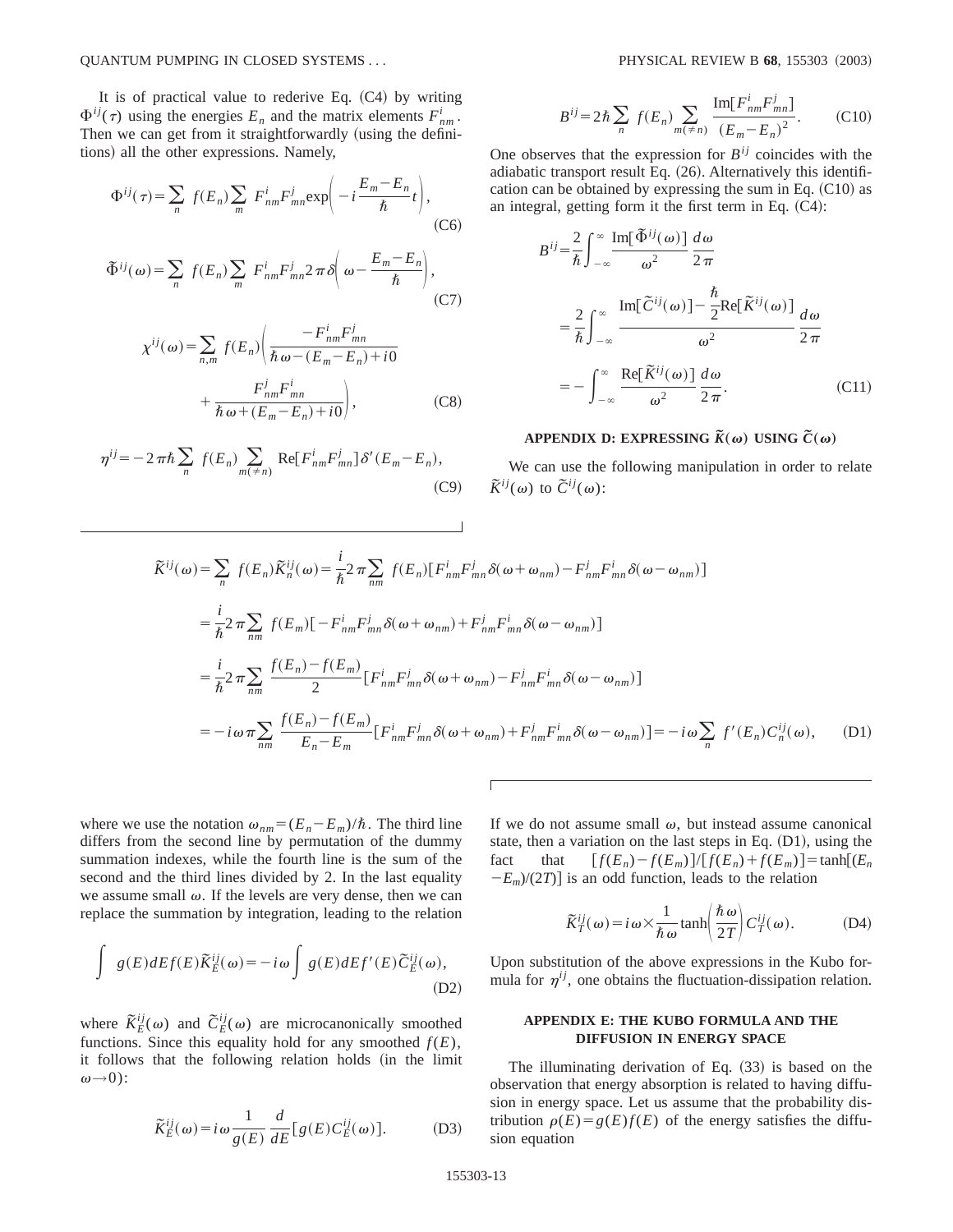It is of practical value to rederive Eq. (C4) by writing $\Phi^{ij}(\tau)$ using the energies $E_n$ and the matrix elements $F^i_{nm}$. Then we can get from it straightforwardly (using the definitions) all the other expressions. Namely,

$$\Phi^{ij}(\tau)=\sum_n f(E_n)\sum_m F^i_{nm}F^j_{mn}\exp\left(-i\frac{E_m-E_n}{\hbar}t\right), \tag{C6}$$

$$\tilde{\Phi}^{ij}(\omega)=\sum_n f(E_n)\sum_m F^i_{nm}F^j_{mn}2\pi\delta\left(\omega-\frac{E_m-E_n}{\hbar}\right), \tag{C7}$$

$$\chi^{ij}(\omega)=\sum_{n,m} f(E_n)\left(\frac{-F^i_{nm}F^j_{mn}}{\hbar\omega-(E_m-E_n)+i0}+\frac{F^j_{nm}F^i_{mn}}{\hbar\omega+(E_m-E_n)+i0}\right), \tag{C8}$$

$$\eta^{ij}=-2\pi\hbar\sum_n f(E_n)\sum_{m(\neq n)}\mathrm{Re}[F^i_{nm}F^j_{mn}]\delta'(E_m-E_n), \tag{C9}$$

$$B^{ij}=2\hbar\sum_n f(E_n)\sum_{m(\neq n)}\frac{\mathrm{Im}[F^i_{nm}F^j_{mn}]}{(E_m-E_n)^2}. \tag{C10}$$

One observes that the expression for $B^{ij}$ coincides with the adiabatic transport result Eq. (26). Alternatively this identification can be obtained by expressing the sum in Eq. (C10) as an integral, getting form it the first term in Eq. (C4):

$$\begin{aligned}
B^{ij}&=\frac{2}{\hbar}\int_{-\infty}^{\infty}\frac{\mathrm{Im}[\tilde{\Phi}^{ij}(\omega)]}{\omega^2}\frac{d\omega}{2\pi}\\
&=\frac{2}{\hbar}\int_{-\infty}^{\infty}\frac{\mathrm{Im}[\tilde{C}^{ij}(\omega)]-\frac{\hbar}{2}\mathrm{Re}[\tilde{K}^{ij}(\omega)]}{\omega^2}\frac{d\omega}{2\pi}\\
&=-\int_{-\infty}^{\infty}\frac{\mathrm{Re}[\tilde{K}^{ij}(\omega)]}{\omega^2}\frac{d\omega}{2\pi}.
\end{aligned} \tag{C11}$$

## APPENDIX D: EXPRESSING $\tilde{K}(\omega)$ USING $\tilde{C}(\omega)$

We can use the following manipulation in order to relate $\tilde{K}^{ij}(\omega)$ to $\tilde{C}^{ij}(\omega)$:

$$\begin{aligned}
\tilde{K}^{ij}(\omega)&=\sum_n f(E_n)\tilde{K}^{ij}_n(\omega)=\frac{i}{\hbar}2\pi\sum_{nm} f(E_n)[F^i_{nm}F^j_{mn}\delta(\omega+\omega_{nm})-F^j_{nm}F^i_{mn}\delta(\omega-\omega_{nm})]\\
&=\frac{i}{\hbar}2\pi\sum_{nm} f(E_m)[-F^i_{nm}F^j_{mn}\delta(\omega+\omega_{nm})+F^j_{nm}F^i_{mn}\delta(\omega-\omega_{nm})]\\
&=\frac{i}{\hbar}2\pi\sum_{nm}\frac{f(E_n)-f(E_m)}{2}[F^i_{nm}F^j_{mn}\delta(\omega+\omega_{nm})-F^j_{nm}F^i_{mn}\delta(\omega-\omega_{nm})]\\
&=-i\omega\pi\sum_{nm}\frac{f(E_n)-f(E_m)}{E_n-E_m}[F^i_{nm}F^j_{mn}\delta(\omega+\omega_{nm})+F^j_{nm}F^i_{mn}\delta(\omega-\omega_{nm})]=-i\omega\sum_n f'(E_n)C^{ij}_n(\omega),
\end{aligned} \tag{D1}$$

where we use the notation $\omega_{nm}=(E_n-E_m)/\hbar$. The third line differs from the second line by permutation of the dummy summation indexes, while the fourth line is the sum of the second and the third lines divided by 2. In the last equality we assume small $\omega$. If the levels are very dense, then we can replace the summation by integration, leading to the relation

$$\int g(E)dEf(E)\tilde{K}^{ij}_E(\omega)=-i\omega\int g(E)dEf'(E)\tilde{C}^{ij}_E(\omega), \tag{D2}$$

where $\tilde{K}^{ij}_E(\omega)$ and $\tilde{C}^{ij}_E(\omega)$ are microcanonically smoothed functions. Since this equality hold for any smoothed $f(E)$, it follows that the following relation holds (in the limit $\omega\rightarrow 0$):

$$\tilde{K}^{ij}_E(\omega)=i\omega\frac{1}{g(E)}\frac{d}{dE}[g(E)C^{ij}_E(\omega)]. \tag{D3}$$

If we do not assume small $\omega$, but instead assume canonical state, then a variation on the last steps in Eq. (D1), using the fact that $[f(E_n)-f(E_m)]/[f(E_n)+f(E_m)]=\tanh[(E_n-E_m)/(2T)]$ is an odd function, leads to the relation

$$\tilde{K}^{ij}_T(\omega)=i\omega\times\frac{1}{\hbar\omega}\tanh\left(\frac{\hbar\omega}{2T}\right)C^{ij}_T(\omega). \tag{D4}$$

Upon substitution of the above expressions in the Kubo formula for $\eta^{ij}$, one obtains the fluctuation-dissipation relation.

## APPENDIX E: THE KUBO FORMULA AND THE DIFFUSION IN ENERGY SPACE

The illuminating derivation of Eq. (33) is based on the observation that energy absorption is related to having diffusion in energy space. Let us assume that the probability distribution $\rho(E)=g(E)f(E)$ of the energy satisfies the diffusion equation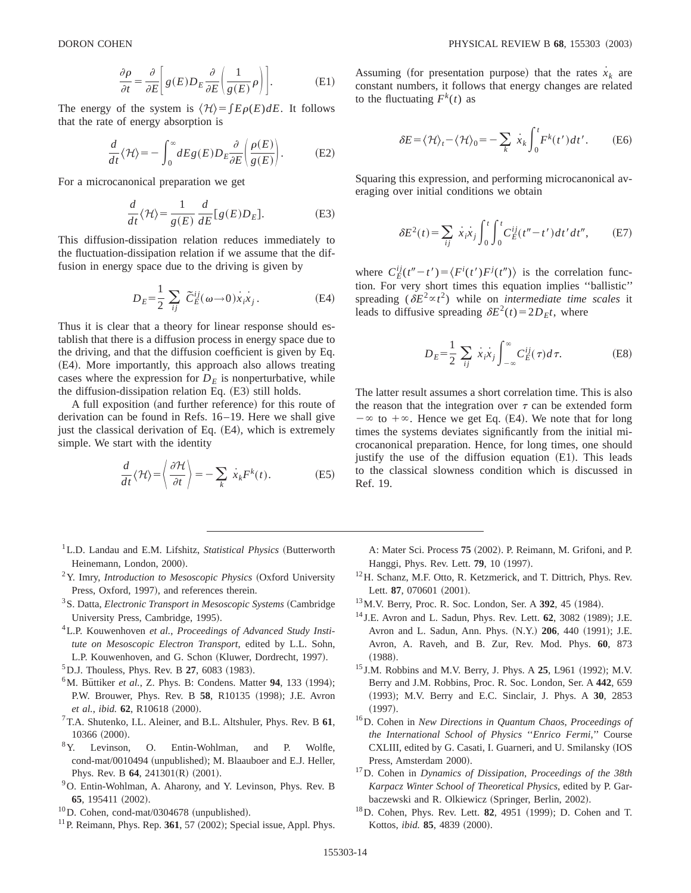$$\frac{\partial \rho}{\partial t} = \frac{\partial}{\partial E}\left[ g(E) D_E \frac{\partial}{\partial E}\left( \frac{1}{g(E)} \rho \right) \right]. \tag{E1}$$

The energy of the system is $\langle \mathcal{H} \rangle = \int E \rho(E) dE$. It follows that the rate of energy absorption is

$$\frac{d}{dt}\langle \mathcal{H} \rangle = -\int_0^\infty dE g(E) D_E \frac{\partial}{\partial E}\left( \frac{\rho(E)}{g(E)} \right). \tag{E2}$$

For a microcanonical preparation we get

$$\frac{d}{dt}\langle \mathcal{H} \rangle = \frac{1}{g(E)} \frac{d}{dE}[g(E) D_E]. \tag{E3}$$

This diffusion-dissipation relation reduces immediately to the fluctuation-dissipation relation if we assume that the diffusion in energy space due to the driving is given by

$$D_E = \frac{1}{2} \sum_{ij} \tilde{C}_E^{ij}(\omega \to 0) \dot{x}_i \dot{x}_j. \tag{E4}$$

Thus it is clear that a theory for linear response should establish that there is a diffusion process in energy space due to the driving, and that the diffusion coefficient is given by Eq. (E4). More importantly, this approach also allows treating cases where the expression for $D_E$ is nonperturbative, while the diffusion-dissipation relation Eq. (E3) still holds.

A full exposition (and further reference) for this route of derivation can be found in Refs. 16–19. Here we shall give just the classical derivation of Eq. (E4), which is extremely simple. We start with the identity

$$\frac{d}{dt}\langle \mathcal{H} \rangle = \left\langle \frac{\partial \mathcal{H}}{\partial t} \right\rangle = -\sum_k \dot{x}_k F^k(t). \tag{E5}$$

Assuming (for presentation purpose) that the rates $\dot{x}_k$ are constant numbers, it follows that energy changes are related to the fluctuating $F^k(t)$ as

$$\delta E = \langle \mathcal{H} \rangle_t - \langle \mathcal{H} \rangle_0 = -\sum_k \dot{x}_k \int_0^t F^k(t') dt'. \tag{E6}$$

Squaring this expression, and performing microcanonical averaging over initial conditions we obtain

$$\delta E^2(t) = \sum_{ij} \dot{x}_i \dot{x}_j \int_0^t \int_0^t C_E^{ij}(t'' - t') dt' dt'', \tag{E7}$$

where $C_E^{ij}(t'' - t') = \langle F^i(t') F^j(t'') \rangle$ is the correlation function. For very short times this equation implies "ballistic" spreading ($\delta E^2 \propto t^2$) while on *intermediate time scales* it leads to diffusive spreading $\delta E^2(t) = 2 D_E t$, where

$$D_E = \frac{1}{2} \sum_{ij} \dot{x}_i \dot{x}_j \int_{-\infty}^{\infty} C_E^{ij}(\tau) d\tau. \tag{E8}$$

The latter result assumes a short correlation time. This is also the reason that the integration over $\tau$ can be extended form $-\infty$ to $+\infty$. Hence we get Eq. (E4). We note that for long times the systems deviates significantly from the initial microcanonical preparation. Hence, for long times, one should justify the use of the diffusion equation (E1). This leads to the classical slowness condition which is discussed in Ref. 19.

---

[1] L.D. Landau and E.M. Lifshitz, *Statistical Physics* (Butterworth Heinemann, London, 2000).

[2] Y. Imry, *Introduction to Mesoscopic Physics* (Oxford University Press, Oxford, 1997), and references therein.

[3] S. Datta, *Electronic Transport in Mesoscopic Systems* (Cambridge University Press, Cambridge, 1995).

[4] L.P. Kouwenhoven *et al.*, *Proceedings of Advanced Study Institute on Mesoscopic Electron Transport*, edited by L.L. Sohn, L.P. Kouwenhoven, and G. Schon (Kluwer, Dordrecht, 1997).

[5] D.J. Thouless, Phys. Rev. B **27**, 6083 (1983).

[6] M. Büttiker *et al.*, Z. Phys. B: Condens. Matter **94**, 133 (1994); P.W. Brouwer, Phys. Rev. B **58**, R10135 (1998); J.E. Avron *et al.*, *ibid.* **62**, R10618 (2000).

[7] T.A. Shutenko, I.L. Aleiner, and B.L. Altshuler, Phys. Rev. B **61**, 10366 (2000).

[8] Y. Levinson, O. Entin-Wohlman, and P. Wolfle, cond-mat/0010494 (unpublished); M. Blaauboer and E.J. Heller, Phys. Rev. B **64**, 241301(R) (2001).

[9] O. Entin-Wohlman, A. Aharony, and Y. Levinson, Phys. Rev. B **65**, 195411 (2002).

[10] D. Cohen, cond-mat/0304678 (unpublished).

[11] P. Reimann, Phys. Rep. **361**, 57 (2002); Special issue, Appl. Phys. A: Mater Sci. Process **75** (2002). P. Reimann, M. Grifoni, and P. Hanggi, Phys. Rev. Lett. **79**, 10 (1997).

[12] H. Schanz, M.F. Otto, R. Ketzmerick, and T. Dittrich, Phys. Rev. Lett. **87**, 070601 (2001).

[13] M.V. Berry, Proc. R. Soc. London, Ser. A **392**, 45 (1984).

[14] J.E. Avron and L. Sadun, Phys. Rev. Lett. **62**, 3082 (1989); J.E. Avron and L. Sadun, Ann. Phys. (N.Y.) **206**, 440 (1991); J.E. Avron, A. Raveh, and B. Zur, Rev. Mod. Phys. **60**, 873 (1988).

[15] J.M. Robbins and M.V. Berry, J. Phys. A **25**, L961 (1992); M.V. Berry and J.M. Robbins, Proc. R. Soc. London, Ser. A **442**, 659 (1993); M.V. Berry and E.C. Sinclair, J. Phys. A **30**, 2853 (1997).

[16] D. Cohen in *New Directions in Quantum Chaos, Proceedings of the International School of Physics "Enrico Fermi,"* Course CXLIII, edited by G. Casati, I. Guarneri, and U. Smilansky (IOS Press, Amsterdam 2000).

[17] D. Cohen in *Dynamics of Dissipation, Proceedings of the 38th Karpacz Winter School of Theoretical Physics*, edited by P. Garbaczewski and R. Olkiewicz (Springer, Berlin, 2002).

[18] D. Cohen, Phys. Rev. Lett. **82**, 4951 (1999); D. Cohen and T. Kottos, *ibid.* **85**, 4839 (2000).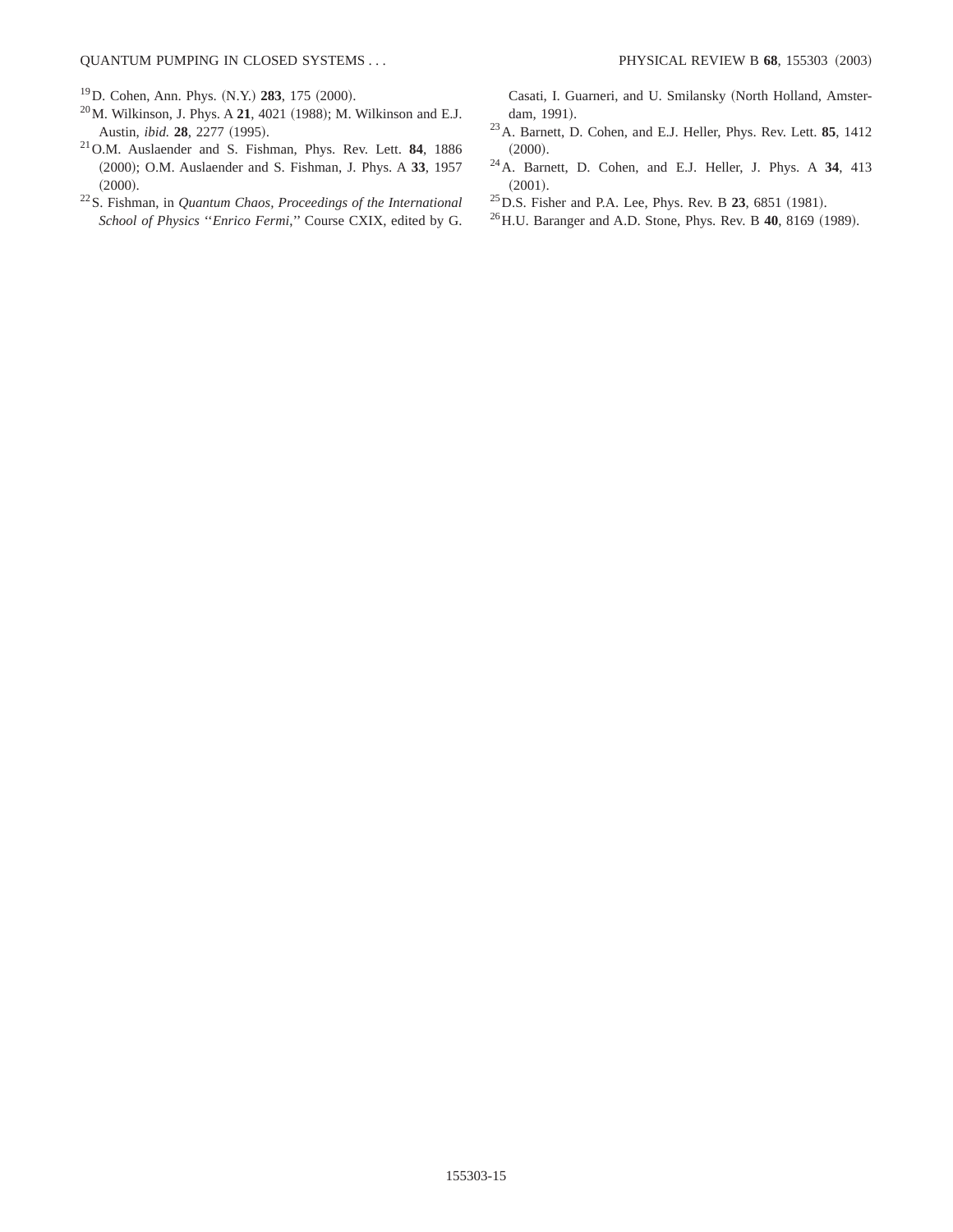[19] D. Cohen, Ann. Phys. (N.Y.) **283**, 175 (2000).

[20] M. Wilkinson, J. Phys. A **21**, 4021 (1988); M. Wilkinson and E.J. Austin, *ibid.* **28**, 2277 (1995).

[21] O.M. Auslaender and S. Fishman, Phys. Rev. Lett. **84**, 1886 (2000); O.M. Auslaender and S. Fishman, J. Phys. A **33**, 1957 (2000).

[22] S. Fishman, in *Quantum Chaos, Proceedings of the International School of Physics "Enrico Fermi,"* Course CXIX, edited by G. Casati, I. Guarneri, and U. Smilansky (North Holland, Amsterdam, 1991).

[23] A. Barnett, D. Cohen, and E.J. Heller, Phys. Rev. Lett. **85**, 1412 (2000).

[24] A. Barnett, D. Cohen, and E.J. Heller, J. Phys. A **34**, 413 (2001).

[25] D.S. Fisher and P.A. Lee, Phys. Rev. B **23**, 6851 (1981).

[26] H.U. Baranger and A.D. Stone, Phys. Rev. B **40**, 8169 (1989).